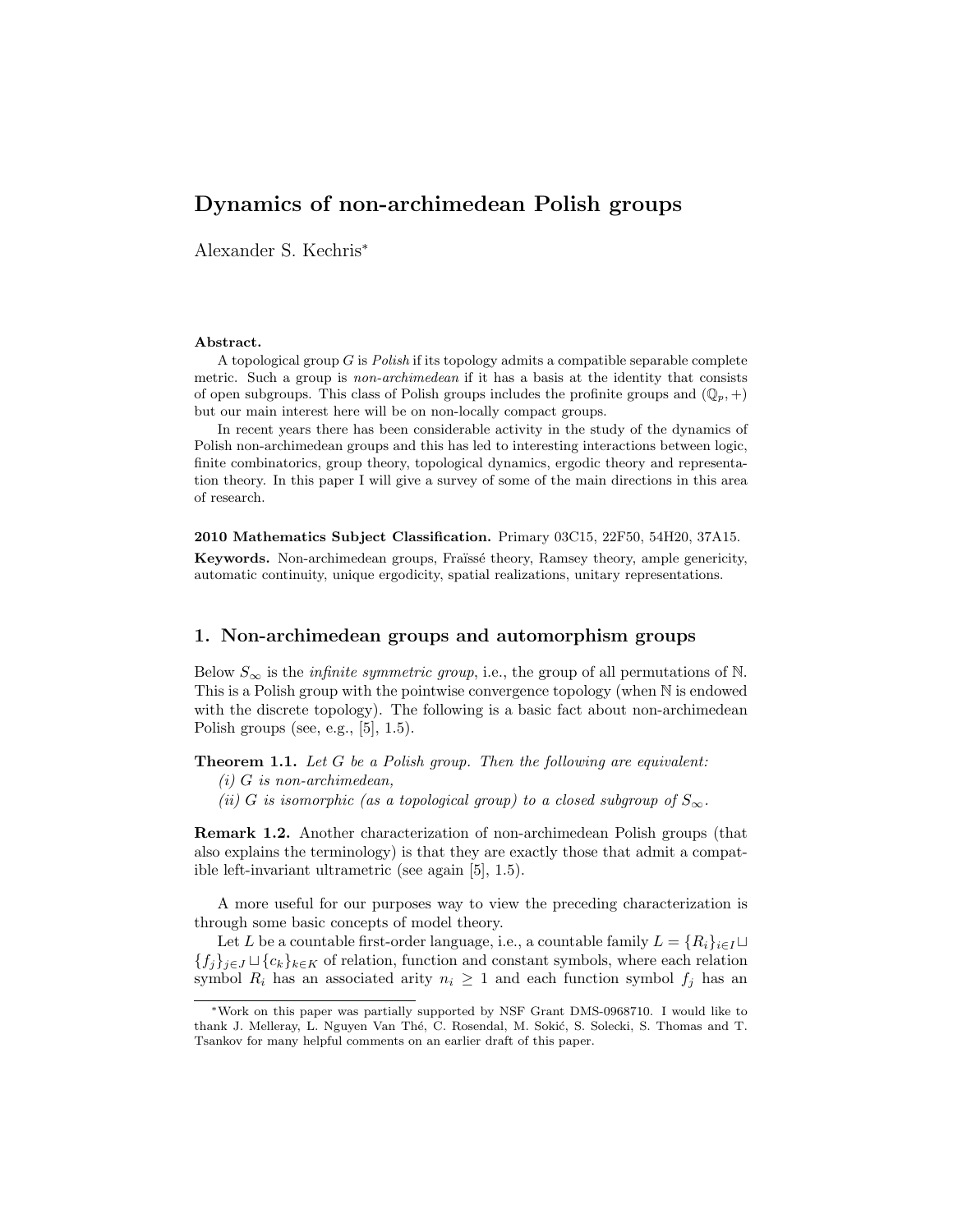# Dynamics of non-archimedean Polish groups

Alexander S. Kechris*

**Abstract.**

A topological group $G$ is *Polish* if its topology admits a compatible separable complete metric. Such a group is *non-archimedean* if it has a basis at the identity that consists of open subgroups. This class of Polish groups includes the profinite groups and $(\mathbb{Q}_p, +)$ but our main interest here will be on non-locally compact groups.

In recent years there has been considerable activity in the study of the dynamics of Polish non-archimedean groups and this has led to interesting interactions between logic, finite combinatorics, group theory, topological dynamics, ergodic theory and representation theory. In this paper I will give a survey of some of the main directions in this area of research.

**2010 Mathematics Subject Classification.** Primary 03C15, 22F50, 54H20, 37A15.

**Keywords.** Non-archimedean groups, Fraïssé theory, Ramsey theory, ample genericity, automatic continuity, unique ergodicity, spatial realizations, unitary representations.

## 1. Non-archimedean groups and automorphism groups

Below $S_\infty$ is the *infinite symmetric group*, i.e., the group of all permutations of $\mathbb{N}$. This is a Polish group with the pointwise convergence topology (when $\mathbb{N}$ is endowed with the discrete topology). The following is a basic fact about non-archimedean Polish groups (see, e.g., [5], 1.5).

**Theorem 1.1.** *Let $G$ be a Polish group. Then the following are equivalent:*

*(i) $G$ is non-archimedean,*

*(ii) $G$ is isomorphic (as a topological group) to a closed subgroup of $S_\infty$.*

**Remark 1.2.** Another characterization of non-archimedean Polish groups (that also explains the terminology) is that they are exactly those that admit a compatible left-invariant ultrametric (see again [5], 1.5).

A more useful for our purposes way to view the preceding characterization is through some basic concepts of model theory.

Let $L$ be a countable first-order language, i.e., a countable family $L = \{R_i\}_{i \in I} \sqcup \{f_j\}_{j \in J} \sqcup \{c_k\}_{k \in K}$ of relation, function and constant symbols, where each relation symbol $R_i$ has an associated arity $n_i \geq 1$ and each function symbol $f_j$ has an

---

*Work on this paper was partially supported by NSF Grant DMS-0968710. I would like to thank J. Melleray, L. Nguyen Van Thé, C. Rosendal, M. Sokić, S. Solecki, S. Thomas and T. Tsankov for many helpful comments on an earlier draft of this paper.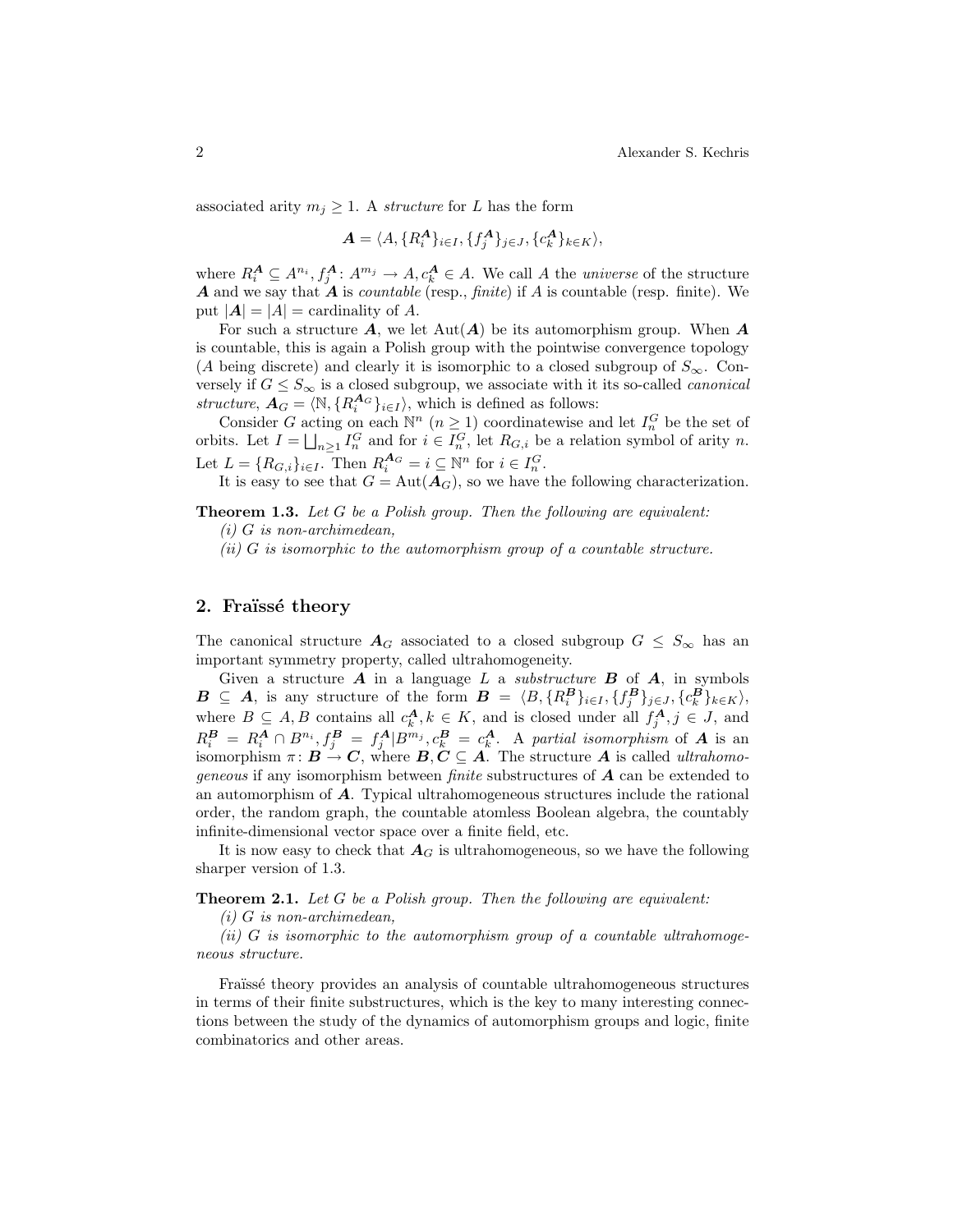associated arity $m_j \geq 1$. A *structure* for $L$ has the form

$$\boldsymbol{A} = \langle A, \{R_i^{\boldsymbol{A}}\}_{i \in I}, \{f_j^{\boldsymbol{A}}\}_{j \in J}, \{c_k^{\boldsymbol{A}}\}_{k \in K} \rangle,$$

where $R_i^{\boldsymbol{A}} \subseteq A^{n_i}, f_j^{\boldsymbol{A}} \colon A^{m_j} \to A, c_k^{\boldsymbol{A}} \in A$. We call $A$ the *universe* of the structure $\boldsymbol{A}$ and we say that $\boldsymbol{A}$ is *countable* (resp., *finite*) if $A$ is countable (resp. finite). We put $|\boldsymbol{A}| = |A| =$ cardinality of $A$.

For such a structure $\boldsymbol{A}$, we let $\mathrm{Aut}(\boldsymbol{A})$ be its automorphism group. When $\boldsymbol{A}$ is countable, this is again a Polish group with the pointwise convergence topology ($A$ being discrete) and clearly it is isomorphic to a closed subgroup of $S_\infty$. Conversely if $G \leq S_\infty$ is a closed subgroup, we associate with it its so-called *canonical structure*, $\boldsymbol{A}_G = \langle \mathbb{N}, \{R_i^{\boldsymbol{A}_G}\}_{i \in I} \rangle$, which is defined as follows:

Consider $G$ acting on each $\mathbb{N}^n$ ($n \geq 1$) coordinatewise and let $I_n^G$ be the set of orbits. Let $I = \bigsqcup_{n \geq 1} I_n^G$ and for $i \in I_n^G$, let $R_{G,i}$ be a relation symbol of arity $n$. Let $L = \{R_{G,i}\}_{i \in I}$. Then $R_i^{\boldsymbol{A}_G} = i \subseteq \mathbb{N}^n$ for $i \in I_n^G$.

It is easy to see that $G = \mathrm{Aut}(\boldsymbol{A}_G)$, so we have the following characterization.

**Theorem 1.3.** *Let $G$ be a Polish group. Then the following are equivalent:*

*(i) $G$ is non-archimedean,*

*(ii) $G$ is isomorphic to the automorphism group of a countable structure.*

## 2. Fraïssé theory

The canonical structure $\boldsymbol{A}_G$ associated to a closed subgroup $G \leq S_\infty$ has an important symmetry property, called ultrahomogeneity.

Given a structure $\boldsymbol{A}$ in a language $L$ a *substructure* $\boldsymbol{B}$ of $\boldsymbol{A}$, in symbols $\boldsymbol{B} \subseteq \boldsymbol{A}$, is any structure of the form $\boldsymbol{B} = \langle B, \{R_i^{\boldsymbol{B}}\}_{i \in I}, \{f_j^{\boldsymbol{B}}\}_{j \in J}, \{c_k^{\boldsymbol{B}}\}_{k \in K} \rangle$, where $B \subseteq A$, $B$ contains all $c_k^{\boldsymbol{A}}, k \in K$, and is closed under all $f_j^{\boldsymbol{A}}, j \in J$, and $R_i^{\boldsymbol{B}} = R_i^{\boldsymbol{A}} \cap B^{n_i}, f_j^{\boldsymbol{B}} = f_j^{\boldsymbol{A}} | B^{m_j}, c_k^{\boldsymbol{B}} = c_k^{\boldsymbol{A}}$. A *partial isomorphism* of $\boldsymbol{A}$ is an isomorphism $\pi \colon \boldsymbol{B} \to \boldsymbol{C}$, where $\boldsymbol{B}, \boldsymbol{C} \subseteq \boldsymbol{A}$. The structure $\boldsymbol{A}$ is called *ultrahomogeneous* if any isomorphism between *finite* substructures of $\boldsymbol{A}$ can be extended to an automorphism of $\boldsymbol{A}$. Typical ultrahomogeneous structures include the rational order, the random graph, the countable atomless Boolean algebra, the countably infinite-dimensional vector space over a finite field, etc.

It is now easy to check that $\boldsymbol{A}_G$ is ultrahomogeneous, so we have the following sharper version of 1.3.

**Theorem 2.1.** *Let $G$ be a Polish group. Then the following are equivalent:*

*(i) $G$ is non-archimedean,*

*(ii) $G$ is isomorphic to the automorphism group of a countable ultrahomogeneous structure.*

Fraïssé theory provides an analysis of countable ultrahomogeneous structures in terms of their finite substructures, which is the key to many interesting connections between the study of the dynamics of automorphism groups and logic, finite combinatorics and other areas.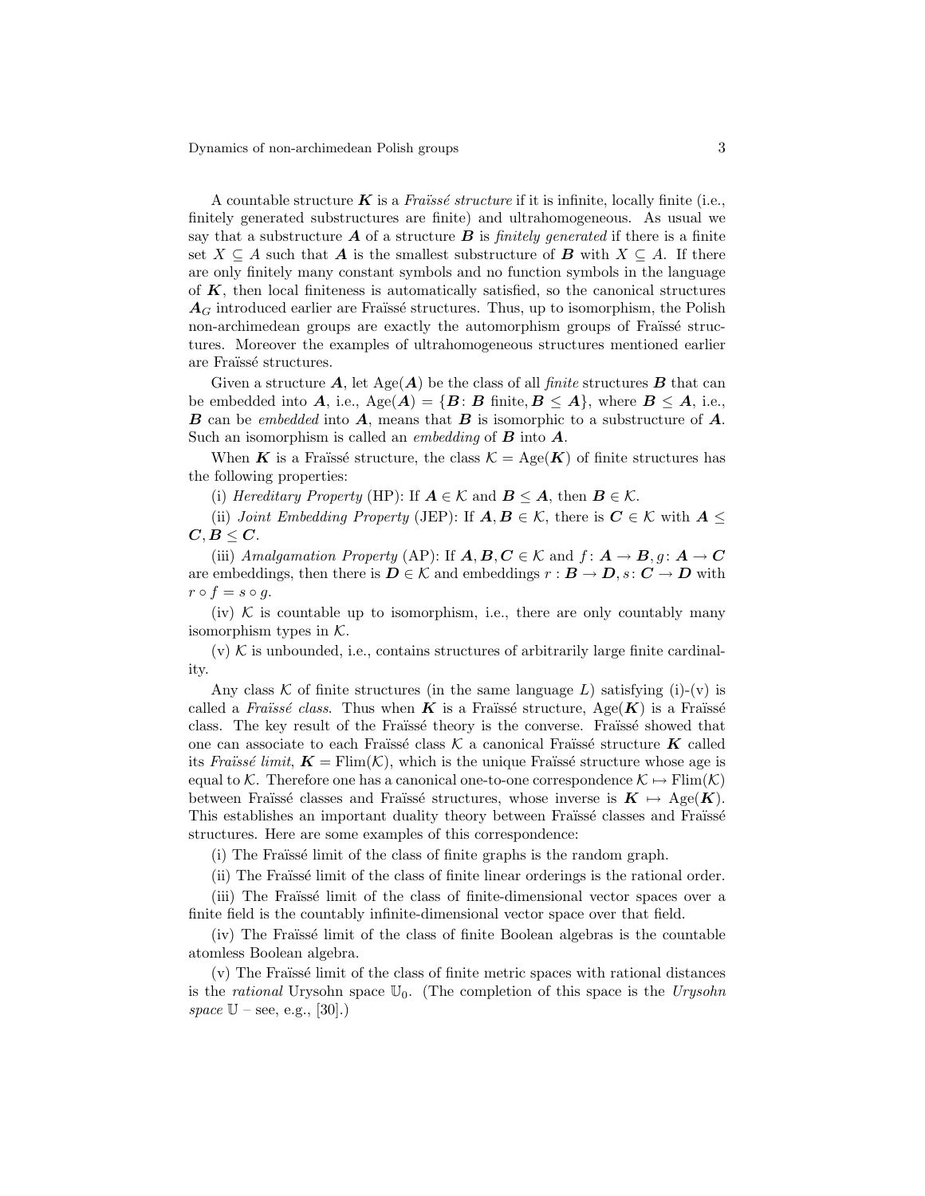A countable structure $\boldsymbol{K}$ is a *Fraïssé structure* if it is infinite, locally finite (i.e., finitely generated substructures are finite) and ultrahomogeneous. As usual we say that a substructure $\boldsymbol{A}$ of a structure $\boldsymbol{B}$ is *finitely generated* if there is a finite set $X \subseteq A$ such that $\boldsymbol{A}$ is the smallest substructure of $\boldsymbol{B}$ with $X \subseteq A$. If there are only finitely many constant symbols and no function symbols in the language of $\boldsymbol{K}$, then local finiteness is automatically satisfied, so the canonical structures $\boldsymbol{A}_G$ introduced earlier are Fraïssé structures. Thus, up to isomorphism, the Polish non-archimedean groups are exactly the automorphism groups of Fraïssé structures. Moreover the examples of ultrahomogeneous structures mentioned earlier are Fraïssé structures.

Given a structure $\boldsymbol{A}$, let $\mathrm{Age}(\boldsymbol{A})$ be the class of all *finite* structures $\boldsymbol{B}$ that can be embedded into $\boldsymbol{A}$, i.e., $\mathrm{Age}(\boldsymbol{A}) = \{\boldsymbol{B} \colon \boldsymbol{B} \text{ finite}, \boldsymbol{B} \leq \boldsymbol{A}\}$, where $\boldsymbol{B} \leq \boldsymbol{A}$, i.e., $\boldsymbol{B}$ can be *embedded* into $\boldsymbol{A}$, means that $\boldsymbol{B}$ is isomorphic to a substructure of $\boldsymbol{A}$. Such an isomorphism is called an *embedding* of $\boldsymbol{B}$ into $\boldsymbol{A}$.

When $\boldsymbol{K}$ is a Fraïssé structure, the class $\mathcal{K} = \mathrm{Age}(\boldsymbol{K})$ of finite structures has the following properties:

(i) *Hereditary Property* (HP): If $\boldsymbol{A} \in \mathcal{K}$ and $\boldsymbol{B} \leq \boldsymbol{A}$, then $\boldsymbol{B} \in \mathcal{K}$.

(ii) *Joint Embedding Property* (JEP): If $\boldsymbol{A}, \boldsymbol{B} \in \mathcal{K}$, there is $\boldsymbol{C} \in \mathcal{K}$ with $\boldsymbol{A} \leq \boldsymbol{C}, \boldsymbol{B} \leq \boldsymbol{C}$.

(iii) *Amalgamation Property* (AP): If $\boldsymbol{A}, \boldsymbol{B}, \boldsymbol{C} \in \mathcal{K}$ and $f \colon \boldsymbol{A} \to \boldsymbol{B}, g \colon \boldsymbol{A} \to \boldsymbol{C}$ are embeddings, then there is $\boldsymbol{D} \in \mathcal{K}$ and embeddings $r : \boldsymbol{B} \to \boldsymbol{D}, s \colon \boldsymbol{C} \to \boldsymbol{D}$ with $r \circ f = s \circ g$.

(iv) $\mathcal{K}$ is countable up to isomorphism, i.e., there are only countably many isomorphism types in $\mathcal{K}$.

(v) $\mathcal{K}$ is unbounded, i.e., contains structures of arbitrarily large finite cardinality.

Any class $\mathcal{K}$ of finite structures (in the same language $L$) satisfying (i)-(v) is called a *Fraïssé class*. Thus when $\boldsymbol{K}$ is a Fraïssé structure, $\mathrm{Age}(\boldsymbol{K})$ is a Fraïssé class. The key result of the Fraïssé theory is the converse. Fraïssé showed that one can associate to each Fraïssé class $\mathcal{K}$ a canonical Fraïssé structure $\boldsymbol{K}$ called its *Fraïssé limit*, $\boldsymbol{K} = \mathrm{Flim}(\mathcal{K})$, which is the unique Fraïssé structure whose age is equal to $\mathcal{K}$. Therefore one has a canonical one-to-one correspondence $\mathcal{K} \mapsto \mathrm{Flim}(\mathcal{K})$ between Fraïssé classes and Fraïssé structures, whose inverse is $\boldsymbol{K} \mapsto \mathrm{Age}(\boldsymbol{K})$. This establishes an important duality theory between Fraïssé classes and Fraïssé structures. Here are some examples of this correspondence:

(i) The Fraïssé limit of the class of finite graphs is the random graph.

(ii) The Fraïssé limit of the class of finite linear orderings is the rational order.

(iii) The Fraïssé limit of the class of finite-dimensional vector spaces over a finite field is the countably infinite-dimensional vector space over that field.

(iv) The Fraïssé limit of the class of finite Boolean algebras is the countable atomless Boolean algebra.

(v) The Fraïssé limit of the class of finite metric spaces with rational distances is the *rational* Urysohn space $\mathbb{U}_0$. (The completion of this space is the *Urysohn space* $\mathbb{U}$ – see, e.g., [30].)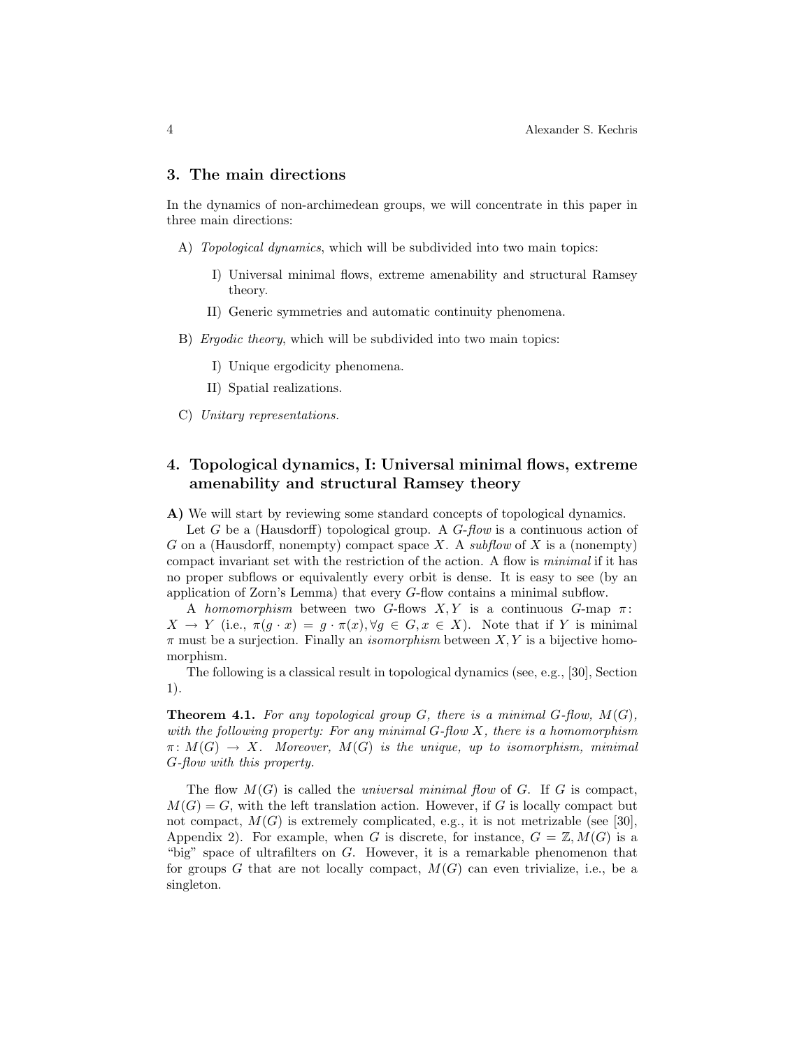## 3. The main directions

In the dynamics of non-archimedean groups, we will concentrate in this paper in three main directions:

A) *Topological dynamics*, which will be subdivided into two main topics:

   I) Universal minimal flows, extreme amenability and structural Ramsey theory.

   II) Generic symmetries and automatic continuity phenomena.

B) *Ergodic theory*, which will be subdivided into two main topics:

   I) Unique ergodicity phenomena.

   II) Spatial realizations.

C) *Unitary representations.*

## 4. Topological dynamics, I: Universal minimal flows, extreme amenability and structural Ramsey theory

**A)** We will start by reviewing some standard concepts of topological dynamics.

Let $G$ be a (Hausdorff) topological group. A *G-flow* is a continuous action of $G$ on a (Hausdorff, nonempty) compact space $X$. A *subflow* of $X$ is a (nonempty) compact invariant set with the restriction of the action. A flow is *minimal* if it has no proper subflows or equivalently every orbit is dense. It is easy to see (by an application of Zorn's Lemma) that every $G$-flow contains a minimal subflow.

A *homomorphism* between two $G$-flows $X, Y$ is a continuous $G$-map $\pi\colon X \to Y$ (i.e., $\pi(g \cdot x) = g \cdot \pi(x), \forall g \in G, x \in X$). Note that if $Y$ is minimal $\pi$ must be a surjection. Finally an *isomorphism* between $X, Y$ is a bijective homomorphism.

The following is a classical result in topological dynamics (see, e.g., [30], Section 1).

**Theorem 4.1.** *For any topological group $G$, there is a minimal $G$-flow, $M(G)$, with the following property: For any minimal $G$-flow $X$, there is a homomorphism $\pi\colon M(G) \to X$. Moreover, $M(G)$ is the unique, up to isomorphism, minimal $G$-flow with this property.*

The flow $M(G)$ is called the *universal minimal flow* of $G$. If $G$ is compact, $M(G) = G$, with the left translation action. However, if $G$ is locally compact but not compact, $M(G)$ is extremely complicated, e.g., it is not metrizable (see [30], Appendix 2). For example, when $G$ is discrete, for instance, $G = \mathbb{Z}, M(G)$ is a "big" space of ultrafilters on $G$. However, it is a remarkable phenomenon that for groups $G$ that are not locally compact, $M(G)$ can even trivialize, i.e., be a singleton.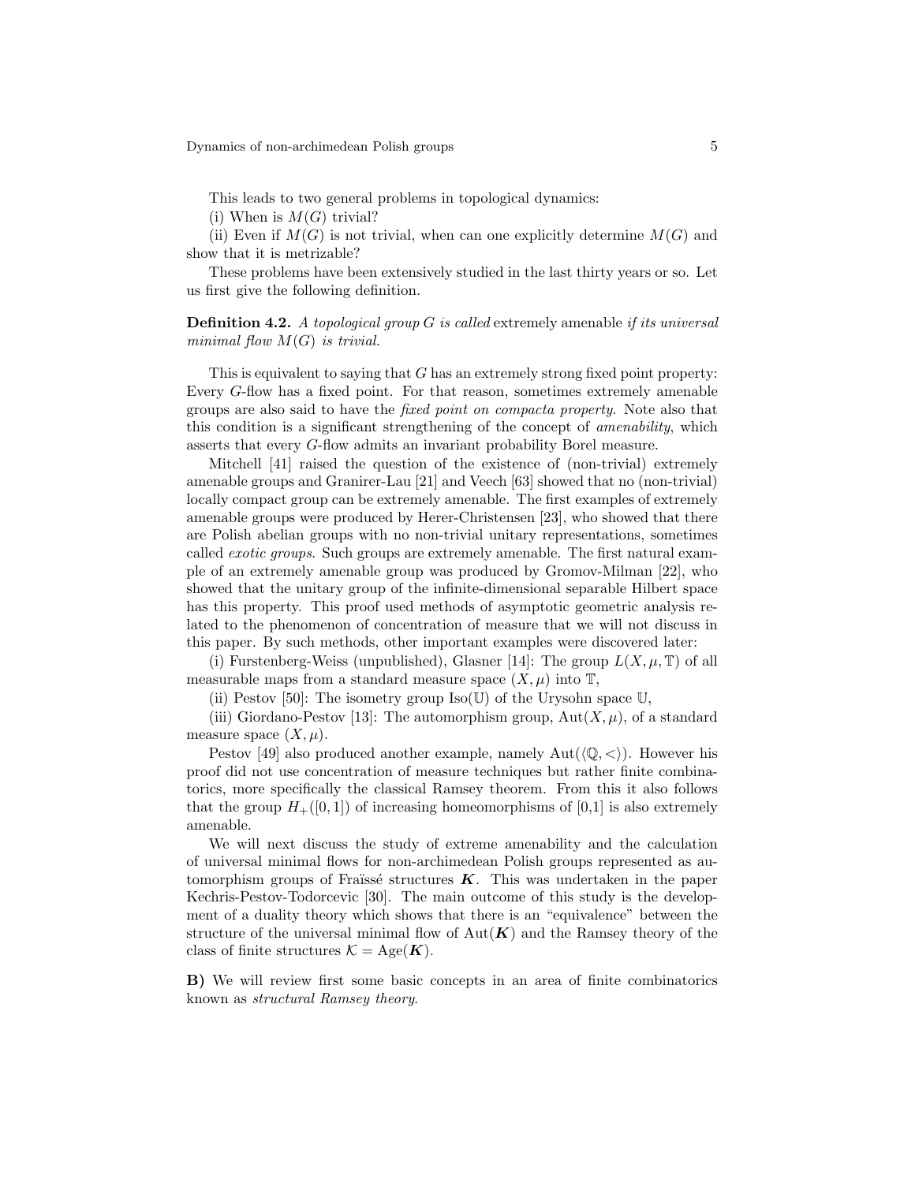This leads to two general problems in topological dynamics:

(i) When is $M(G)$ trivial?

(ii) Even if $M(G)$ is not trivial, when can one explicitly determine $M(G)$ and show that it is metrizable?

These problems have been extensively studied in the last thirty years or so. Let us first give the following definition.

**Definition 4.2.** *A topological group $G$ is called* extremely amenable *if its universal minimal flow $M(G)$ is trivial.*

This is equivalent to saying that $G$ has an extremely strong fixed point property: Every $G$-flow has a fixed point. For that reason, sometimes extremely amenable groups are also said to have the *fixed point on compacta property*. Note also that this condition is a significant strengthening of the concept of *amenability*, which asserts that every $G$-flow admits an invariant probability Borel measure.

Mitchell [41] raised the question of the existence of (non-trivial) extremely amenable groups and Granirer-Lau [21] and Veech [63] showed that no (non-trivial) locally compact group can be extremely amenable. The first examples of extremely amenable groups were produced by Herer-Christensen [23], who showed that there are Polish abelian groups with no non-trivial unitary representations, sometimes called *exotic groups*. Such groups are extremely amenable. The first natural example of an extremely amenable group was produced by Gromov-Milman [22], who showed that the unitary group of the infinite-dimensional separable Hilbert space has this property. This proof used methods of asymptotic geometric analysis related to the phenomenon of concentration of measure that we will not discuss in this paper. By such methods, other important examples were discovered later:

(i) Furstenberg-Weiss (unpublished), Glasner [14]: The group $L(X, \mu, \mathbb{T})$ of all measurable maps from a standard measure space $(X, \mu)$ into $\mathbb{T}$,

(ii) Pestov [50]: The isometry group $\mathrm{Iso}(\mathbb{U})$ of the Urysohn space $\mathbb{U}$,

(iii) Giordano-Pestov [13]: The automorphism group, $\mathrm{Aut}(X, \mu)$, of a standard measure space $(X, \mu)$.

Pestov [49] also produced another example, namely $\mathrm{Aut}(\langle \mathbb{Q}, < \rangle)$. However his proof did not use concentration of measure techniques but rather finite combinatorics, more specifically the classical Ramsey theorem. From this it also follows that the group $H_+([0,1])$ of increasing homeomorphisms of [0,1] is also extremely amenable.

We will next discuss the study of extreme amenability and the calculation of universal minimal flows for non-archimedean Polish groups represented as automorphism groups of Fraïssé structures $\boldsymbol{K}$. This was undertaken in the paper Kechris-Pestov-Todorcevic [30]. The main outcome of this study is the development of a duality theory which shows that there is an "equivalence" between the structure of the universal minimal flow of $\mathrm{Aut}(\boldsymbol{K})$ and the Ramsey theory of the class of finite structures $\mathcal{K} = \mathrm{Age}(\boldsymbol{K})$.

**B)** We will review first some basic concepts in an area of finite combinatorics known as *structural Ramsey theory*.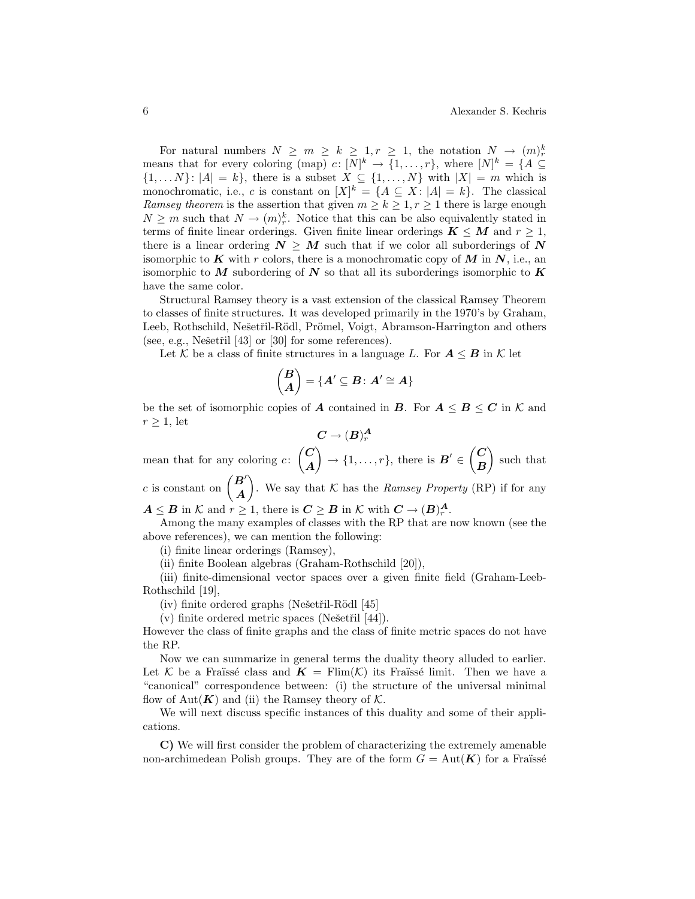For natural numbers $N \geq m \geq k \geq 1, r \geq 1$, the notation $N \to (m)^k_r$ means that for every coloring (map) $c\colon [N]^k \to \{1, \ldots, r\}$, where $[N]^k = \{A \subseteq \{1, \ldots N\} \colon |A| = k\}$, there is a subset $X \subseteq \{1, \ldots, N\}$ with $|X| = m$ which is monochromatic, i.e., $c$ is constant on $[X]^k = \{A \subseteq X \colon |A| = k\}$. The classical *Ramsey theorem* is the assertion that given $m \geq k \geq 1, r \geq 1$ there is large enough $N \geq m$ such that $N \to (m)^k_r$. Notice that this can be also equivalently stated in terms of finite linear orderings. Given finite linear orderings $\boldsymbol{K} \leq \boldsymbol{M}$ and $r \geq 1$, there is a linear ordering $\boldsymbol{N} \geq \boldsymbol{M}$ such that if we color all suborderings of $\boldsymbol{N}$ isomorphic to $\boldsymbol{K}$ with $r$ colors, there is a monochromatic copy of $\boldsymbol{M}$ in $\boldsymbol{N}$, i.e., an isomorphic to $\boldsymbol{M}$ subordering of $\boldsymbol{N}$ so that all its suborderings isomorphic to $\boldsymbol{K}$ have the same color.

Structural Ramsey theory is a vast extension of the classical Ramsey Theorem to classes of finite structures. It was developed primarily in the 1970's by Graham, Leeb, Rothschild, Nešetřil-Rödl, Prömel, Voigt, Abramson-Harrington and others (see, e.g., Nešetřil [43] or [30] for some references).

Let $\mathcal{K}$ be a class of finite structures in a language $L$. For $\boldsymbol{A} \leq \boldsymbol{B}$ in $\mathcal{K}$ let

$$\binom{\boldsymbol{B}}{\boldsymbol{A}} = \{\boldsymbol{A}' \subseteq \boldsymbol{B} \colon \boldsymbol{A}' \cong \boldsymbol{A}\}$$

be the set of isomorphic copies of $\boldsymbol{A}$ contained in $\boldsymbol{B}$. For $\boldsymbol{A} \leq \boldsymbol{B} \leq \boldsymbol{C}$ in $\mathcal{K}$ and $r \geq 1$, let

$$\boldsymbol{C} \to (\boldsymbol{B})^{\boldsymbol{A}}_r$$

mean that for any coloring $c\colon \binom{\boldsymbol{C}}{\boldsymbol{A}} \to \{1, \ldots, r\}$, there is $\boldsymbol{B}' \in \binom{\boldsymbol{C}}{\boldsymbol{B}}$ such that $c$ is constant on $\binom{\boldsymbol{B}'}{\boldsymbol{A}}$. We say that $\mathcal{K}$ has the *Ramsey Property* (RP) if for any $\boldsymbol{A} \leq \boldsymbol{B}$ in $\mathcal{K}$ and $r \geq 1$, there is $\boldsymbol{C} \geq \boldsymbol{B}$ in $\mathcal{K}$ with $\boldsymbol{C} \to (\boldsymbol{B})^{\boldsymbol{A}}_r$.

Among the many examples of classes with the RP that are now known (see the above references), we can mention the following:

(i) finite linear orderings (Ramsey),

(ii) finite Boolean algebras (Graham-Rothschild [20]),

(iii) finite-dimensional vector spaces over a given finite field (Graham-Leeb-Rothschild [19],

(iv) finite ordered graphs (Nešetřil-Rödl [45]

(v) finite ordered metric spaces (Nešetřil [44]).

However the class of finite graphs and the class of finite metric spaces do not have the RP.

Now we can summarize in general terms the duality theory alluded to earlier. Let $\mathcal{K}$ be a Fraïssé class and $\boldsymbol{K} = \text{Flim}(\mathcal{K})$ its Fraïssé limit. Then we have a "canonical" correspondence between: (i) the structure of the universal minimal flow of $\text{Aut}(\boldsymbol{K})$ and (ii) the Ramsey theory of $\mathcal{K}$.

We will next discuss specific instances of this duality and some of their applications.

**C)** We will first consider the problem of characterizing the extremely amenable non-archimedean Polish groups. They are of the form $G = \text{Aut}(\boldsymbol{K})$ for a Fraïssé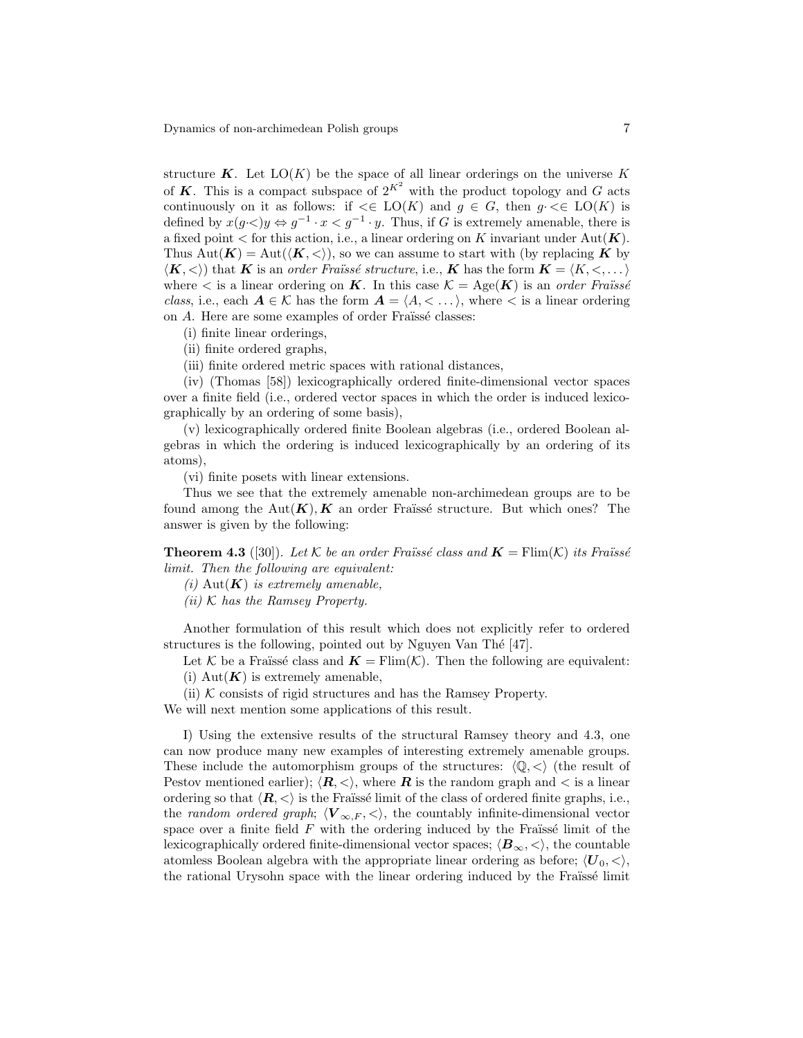structure $\boldsymbol{K}$. Let $\mathrm{LO}(K)$ be the space of all linear orderings on the universe $K$ of $\boldsymbol{K}$. This is a compact subspace of $2^{K^2}$ with the product topology and $G$ acts continuously on it as follows: if $<\in \mathrm{LO}(K)$ and $g \in G$, then $g\cdot < \in \mathrm{LO}(K)$ is defined by $x(g\cdot<)y \Leftrightarrow g^{-1}\cdot x < g^{-1}\cdot y$. Thus, if $G$ is extremely amenable, there is a fixed point $<$ for this action, i.e., a linear ordering on $K$ invariant under $\mathrm{Aut}(\boldsymbol{K})$. Thus $\mathrm{Aut}(\boldsymbol{K}) = \mathrm{Aut}(\langle \boldsymbol{K}, < \rangle)$, so we can assume to start with (by replacing $\boldsymbol{K}$ by $\langle \boldsymbol{K}, <\rangle$) that $\boldsymbol{K}$ is an *order Fraïssé structure*, i.e., $\boldsymbol{K}$ has the form $\boldsymbol{K} = \langle K, <, \dots \rangle$ where $<$ is a linear ordering on $\boldsymbol{K}$. In this case $\mathcal{K} = \mathrm{Age}(\boldsymbol{K})$ is an *order Fraïssé class*, i.e., each $\boldsymbol{A} \in \mathcal{K}$ has the form $\boldsymbol{A} = \langle A, < \dots \rangle$, where $<$ is a linear ordering on $A$. Here are some examples of order Fraïssé classes:

(i) finite linear orderings,

(ii) finite ordered graphs,

(iii) finite ordered metric spaces with rational distances,

(iv) (Thomas [58]) lexicographically ordered finite-dimensional vector spaces over a finite field (i.e., ordered vector spaces in which the order is induced lexicographically by an ordering of some basis),

(v) lexicographically ordered finite Boolean algebras (i.e., ordered Boolean algebras in which the ordering is induced lexicographically by an ordering of its atoms),

(vi) finite posets with linear extensions.

Thus we see that the extremely amenable non-archimedean groups are to be found among the $\mathrm{Aut}(\boldsymbol{K}), \boldsymbol{K}$ an order Fraïssé structure. But which ones? The answer is given by the following:

**Theorem 4.3** ([30]). *Let $\mathcal{K}$ be an order Fraïssé class and $\boldsymbol{K} = \mathrm{Flim}(\mathcal{K})$ its Fraïssé limit. Then the following are equivalent:*

*(i) $\mathrm{Aut}(\boldsymbol{K})$ is extremely amenable,*

*(ii) $\mathcal{K}$ has the Ramsey Property.*

Another formulation of this result which does not explicitly refer to ordered structures is the following, pointed out by Nguyen Van Thé [47].

Let $\mathcal{K}$ be a Fraïssé class and $\boldsymbol{K} = \mathrm{Flim}(\mathcal{K})$. Then the following are equivalent:

(i) $\mathrm{Aut}(\boldsymbol{K})$ is extremely amenable,

(ii) $\mathcal{K}$ consists of rigid structures and has the Ramsey Property.

We will next mention some applications of this result.

I) Using the extensive results of the structural Ramsey theory and 4.3, one can now produce many new examples of interesting extremely amenable groups. These include the automorphism groups of the structures: $\langle \mathbb{Q}, < \rangle$ (the result of Pestov mentioned earlier); $\langle \boldsymbol{R}, < \rangle$, where $\boldsymbol{R}$ is the random graph and $<$ is a linear ordering so that $\langle \boldsymbol{R}, <\rangle$ is the Fraïssé limit of the class of ordered finite graphs, i.e., the *random ordered graph*; $\langle \boldsymbol{V}_{\infty, F}, < \rangle$, the countably infinite-dimensional vector space over a finite field $F$ with the ordering induced by the Fraïssé limit of the lexicographically ordered finite-dimensional vector spaces; $\langle \boldsymbol{B}_\infty, < \rangle$, the countable atomless Boolean algebra with the appropriate linear ordering as before; $\langle \boldsymbol{U}_0, < \rangle$, the rational Urysohn space with the linear ordering induced by the Fraïssé limit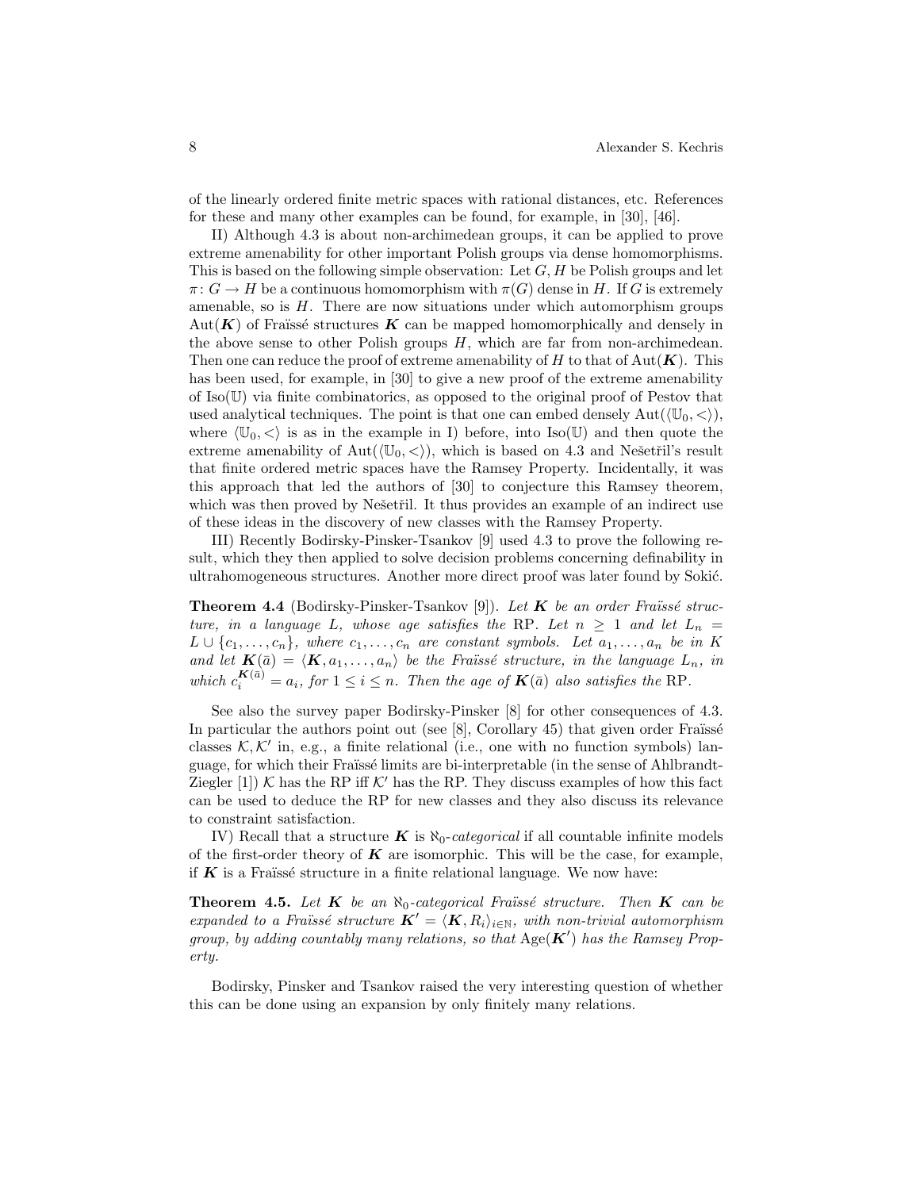of the linearly ordered finite metric spaces with rational distances, etc. References for these and many other examples can be found, for example, in [30], [46].

II) Although 4.3 is about non-archimedean groups, it can be applied to prove extreme amenability for other important Polish groups via dense homomorphisms. This is based on the following simple observation: Let $G, H$ be Polish groups and let $\pi\colon G \to H$ be a continuous homomorphism with $\pi(G)$ dense in $H$. If $G$ is extremely amenable, so is $H$. There are now situations under which automorphism groups $\mathrm{Aut}(\boldsymbol{K})$ of Fraïssé structures $\boldsymbol{K}$ can be mapped homomorphically and densely in the above sense to other Polish groups $H$, which are far from non-archimedean. Then one can reduce the proof of extreme amenability of $H$ to that of $\mathrm{Aut}(\boldsymbol{K})$. This has been used, for example, in [30] to give a new proof of the extreme amenability of $\mathrm{Iso}(\mathbb{U})$ via finite combinatorics, as opposed to the original proof of Pestov that used analytical techniques. The point is that one can embed densely $\mathrm{Aut}(\langle \mathbb{U}_0, < \rangle)$, where $\langle \mathbb{U}_0, < \rangle$ is as in the example in I) before, into $\mathrm{Iso}(\mathbb{U})$ and then quote the extreme amenability of $\mathrm{Aut}(\langle \mathbb{U}_0, < \rangle)$, which is based on 4.3 and Nešetřil's result that finite ordered metric spaces have the Ramsey Property. Incidentally, it was this approach that led the authors of [30] to conjecture this Ramsey theorem, which was then proved by Nešetřil. It thus provides an example of an indirect use of these ideas in the discovery of new classes with the Ramsey Property.

III) Recently Bodirsky-Pinsker-Tsankov [9] used 4.3 to prove the following result, which they then applied to solve decision problems concerning definability in ultrahomogeneous structures. Another more direct proof was later found by Sokić.

**Theorem 4.4** (Bodirsky-Pinsker-Tsankov [9]). *Let $\boldsymbol{K}$ be an order Fraïssé structure, in a language $L$, whose age satisfies the* RP. *Let $n \geq 1$ and let $L_n = L \cup \{c_1, \dots, c_n\}$, where $c_1, \dots, c_n$ are constant symbols. Let $a_1, \dots, a_n$ be in $K$ and let $\boldsymbol{K}(\bar{a}) = \langle \boldsymbol{K}, a_1, \dots, a_n \rangle$ be the Fraïssé structure, in the language $L_n$, in which $c_i^{\boldsymbol{K}(\bar{a})} = a_i$, for $1 \leq i \leq n$. Then the age of $\boldsymbol{K}(\bar{a})$ also satisfies the* RP.

See also the survey paper Bodirsky-Pinsker [8] for other consequences of 4.3. In particular the authors point out (see [8], Corollary 45) that given order Fraïssé classes $\mathcal{K}, \mathcal{K}'$ in, e.g., a finite relational (i.e., one with no function symbols) language, for which their Fraïssé limits are bi-interpretable (in the sense of Ahlbrandt-Ziegler [1]) $\mathcal{K}$ has the RP iff $\mathcal{K}'$ has the RP. They discuss examples of how this fact can be used to deduce the RP for new classes and they also discuss its relevance to constraint satisfaction.

IV) Recall that a structure $\boldsymbol{K}$ is $\aleph_0$-*categorical* if all countable infinite models of the first-order theory of $\boldsymbol{K}$ are isomorphic. This will be the case, for example, if $\boldsymbol{K}$ is a Fraïssé structure in a finite relational language. We now have:

**Theorem 4.5.** *Let $\boldsymbol{K}$ be an $\aleph_0$-categorical Fraïssé structure. Then $\boldsymbol{K}$ can be expanded to a Fraïssé structure $\boldsymbol{K}' = \langle \boldsymbol{K}, R_i \rangle_{i \in \mathbb{N}}$, with non-trivial automorphism group, by adding countably many relations, so that $\mathrm{Age}(\boldsymbol{K}')$ has the Ramsey Property.*

Bodirsky, Pinsker and Tsankov raised the very interesting question of whether this can be done using an expansion by only finitely many relations.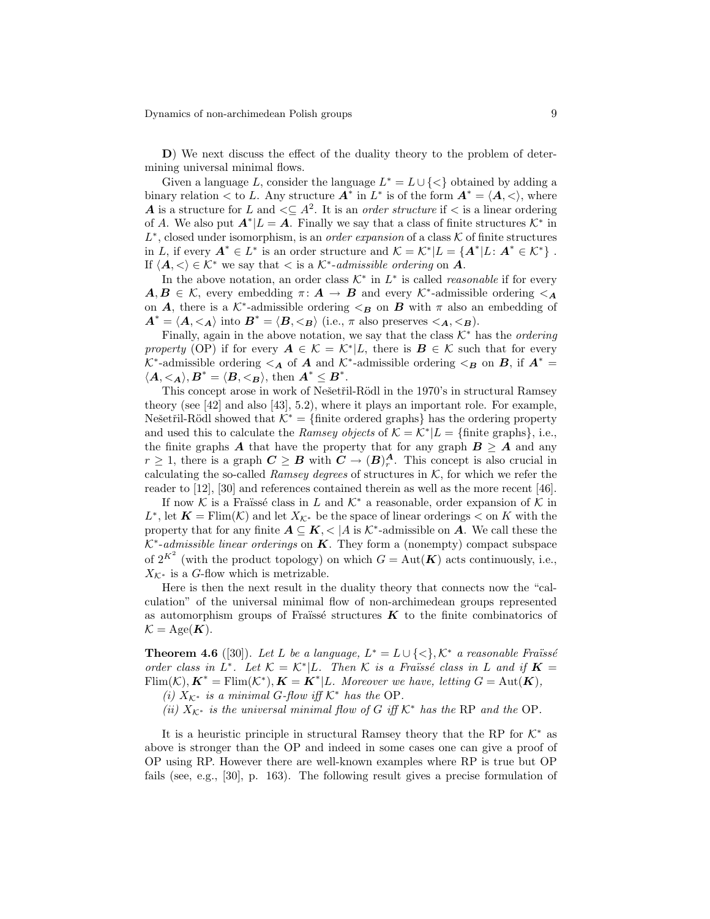**D**) We next discuss the effect of the duality theory to the problem of determining universal minimal flows.

Given a language $L$, consider the language $L^* = L \cup \{<\}$ obtained by adding a binary relation $<$ to $L$. Any structure $\boldsymbol{A}^*$ in $L^*$ is of the form $\boldsymbol{A}^* = \langle \boldsymbol{A}, < \rangle$, where $\boldsymbol{A}$ is a structure for $L$ and $< \subseteq A^2$. It is an *order structure* if $<$ is a linear ordering of $A$. We also put $\boldsymbol{A}^*|L = \boldsymbol{A}$. Finally we say that a class of finite structures $\mathcal{K}^*$ in $L^*$, closed under isomorphism, is an *order expansion* of a class $\mathcal{K}$ of finite structures in $L$, if every $\boldsymbol{A}^* \in L^*$ is an order structure and $\mathcal{K} = \mathcal{K}^*|L = \{\boldsymbol{A}^*|L \colon \boldsymbol{A}^* \in \mathcal{K}^*\}$. If $\langle \boldsymbol{A}, < \rangle \in \mathcal{K}^*$ we say that $<$ is a $\mathcal{K}^*$*-admissible ordering* on $\boldsymbol{A}$.

In the above notation, an order class $\mathcal{K}^*$ in $L^*$ is called *reasonable* if for every $\boldsymbol{A}, \boldsymbol{B} \in \mathcal{K}$, every embedding $\pi \colon \boldsymbol{A} \to \boldsymbol{B}$ and every $\mathcal{K}^*$-admissible ordering $<_{\boldsymbol{A}}$ on $\boldsymbol{A}$, there is a $\mathcal{K}^*$-admissible ordering $<_{\boldsymbol{B}}$ on $\boldsymbol{B}$ with $\pi$ also an embedding of $\boldsymbol{A}^* = \langle \boldsymbol{A}, <_{\boldsymbol{A}} \rangle$ into $\boldsymbol{B}^* = \langle \boldsymbol{B}, <_{\boldsymbol{B}} \rangle$ (i.e., $\pi$ also preserves $<_{\boldsymbol{A}}, <_{\boldsymbol{B}}$).

Finally, again in the above notation, we say that the class $\mathcal{K}^*$ has the *ordering property* (OP) if for every $\boldsymbol{A} \in \mathcal{K} = \mathcal{K}^*|L$, there is $\boldsymbol{B} \in \mathcal{K}$ such that for every $\mathcal{K}^*$-admissible ordering $<_{\boldsymbol{A}}$ of $\boldsymbol{A}$ and $\mathcal{K}^*$-admissible ordering $<_{\boldsymbol{B}}$ on $\boldsymbol{B}$, if $\boldsymbol{A}^* = \langle \boldsymbol{A}, <_{\boldsymbol{A}} \rangle, \boldsymbol{B}^* = \langle \boldsymbol{B}, <_{\boldsymbol{B}} \rangle$, then $\boldsymbol{A}^* \leq \boldsymbol{B}^*$.

This concept arose in work of Nešetřil-Rödl in the 1970's in structural Ramsey theory (see [42] and also [43], 5.2), where it plays an important role. For example, Nešetřil-Rödl showed that $\mathcal{K}^* = \{$finite ordered graphs$\}$ has the ordering property and used this to calculate the *Ramsey objects* of $\mathcal{K} = \mathcal{K}^*|L = \{$finite graphs$\}$, i.e., the finite graphs $\boldsymbol{A}$ that have the property that for any graph $\boldsymbol{B} \geq \boldsymbol{A}$ and any $r \geq 1$, there is a graph $\boldsymbol{C} \geq \boldsymbol{B}$ with $\boldsymbol{C} \to (\boldsymbol{B})^{\boldsymbol{A}}_r$. This concept is also crucial in calculating the so-called *Ramsey degrees* of structures in $\mathcal{K}$, for which we refer the reader to [12], [30] and references contained therein as well as the more recent [46].

If now $\mathcal{K}$ is a Fraïssé class in $L$ and $\mathcal{K}^*$ a reasonable, order expansion of $\mathcal{K}$ in $L^*$, let $\boldsymbol{K} = \mathrm{Flim}(\mathcal{K})$ and let $X_{\mathcal{K}^*}$ be the space of linear orderings $<$ on $K$ with the property that for any finite $\boldsymbol{A} \subseteq \boldsymbol{K}, < |A$ is $\mathcal{K}^*$-admissible on $\boldsymbol{A}$. We call these the $\mathcal{K}^*$*-admissible linear orderings* on $\boldsymbol{K}$. They form a (nonempty) compact subspace of $2^{K^2}$ (with the product topology) on which $G = \mathrm{Aut}(\boldsymbol{K})$ acts continuously, i.e., $X_{\mathcal{K}^*}$ is a $G$-flow which is metrizable.

Here is then the next result in the duality theory that connects now the "calculation" of the universal minimal flow of non-archimedean groups represented as automorphism groups of Fraïssé structures $\boldsymbol{K}$ to the finite combinatorics of $\mathcal{K} = \mathrm{Age}(\boldsymbol{K})$.

**Theorem 4.6** ([30]). *Let $L$ be a language, $L^* = L \cup \{<\}, \mathcal{K}^*$ a reasonable Fraïssé order class in $L^*$. Let $\mathcal{K} = \mathcal{K}^*|L$. Then $\mathcal{K}$ is a Fraïssé class in $L$ and if $\boldsymbol{K} = \mathrm{Flim}(\mathcal{K}), \boldsymbol{K}^* = \mathrm{Flim}(\mathcal{K}^*), \boldsymbol{K} = \boldsymbol{K}^*|L$. Moreover we have, letting $G = \mathrm{Aut}(\boldsymbol{K})$,*

*(i) $X_{\mathcal{K}^*}$ is a minimal $G$-flow iff $\mathcal{K}^*$ has the* OP.

*(ii) $X_{\mathcal{K}^*}$ is the universal minimal flow of $G$ iff $\mathcal{K}^*$ has the* RP *and the* OP.

It is a heuristic principle in structural Ramsey theory that the RP for $\mathcal{K}^*$ as above is stronger than the OP and indeed in some cases one can give a proof of OP using RP. However there are well-known examples where RP is true but OP fails (see, e.g., [30], p. 163). The following result gives a precise formulation of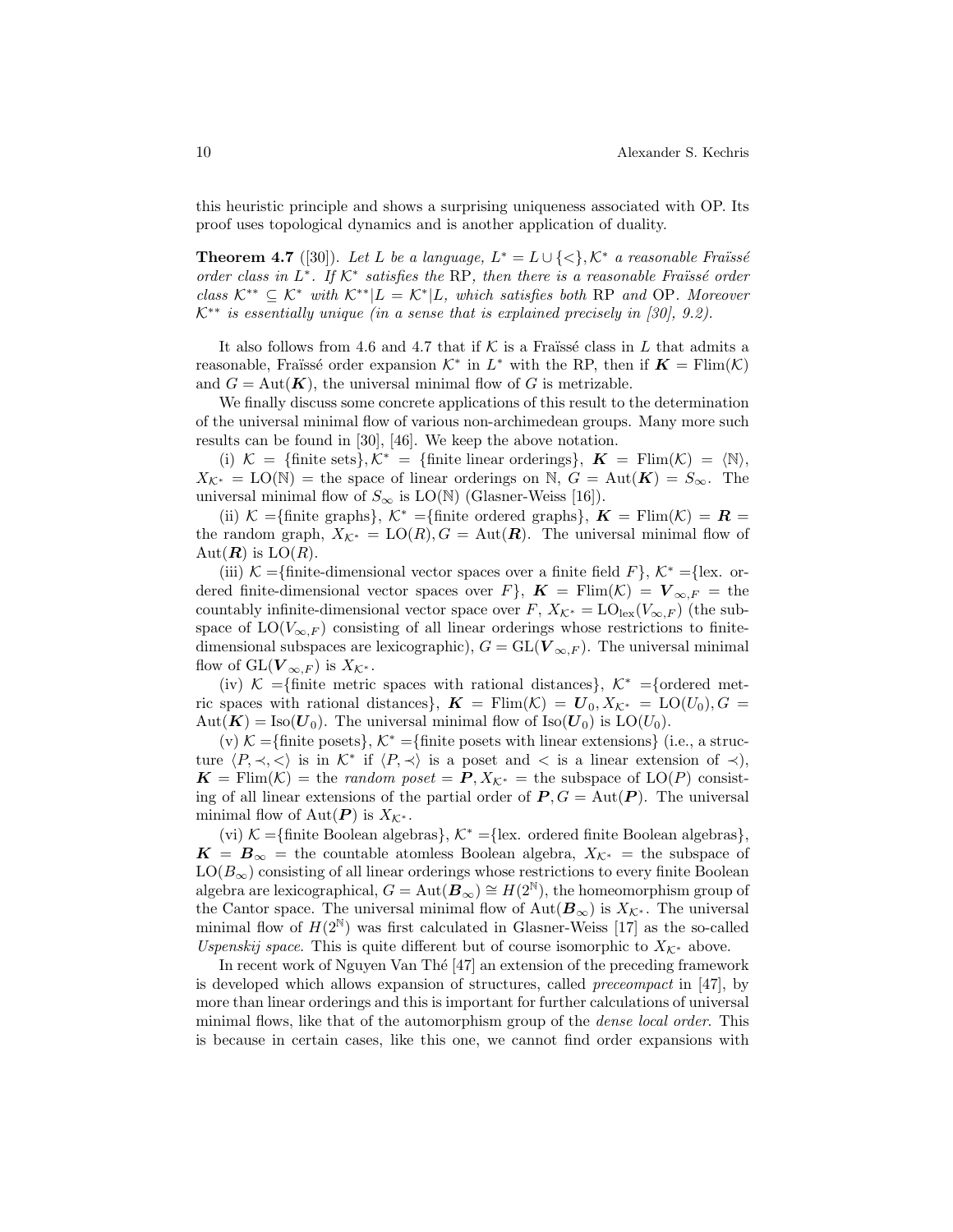this heuristic principle and shows a surprising uniqueness associated with OP. Its proof uses topological dynamics and is another application of duality.

**Theorem 4.7** ([30]). *Let $L$ be a language, $L^* = L \cup \{<\}, \mathcal{K}^*$ a reasonable Fraïssé order class in $L^*$. If $\mathcal{K}^*$ satisfies the* RP*, then there is a reasonable Fraïssé order class $\mathcal{K}^{**} \subseteq \mathcal{K}^*$ with $\mathcal{K}^{**}|L = \mathcal{K}^*|L$, which satisfies both* RP *and* OP*. Moreover $\mathcal{K}^{**}$ is essentially unique (in a sense that is explained precisely in [30], 9.2).*

It also follows from 4.6 and 4.7 that if $\mathcal{K}$ is a Fraïssé class in $L$ that admits a reasonable, Fraïssé order expansion $\mathcal{K}^*$ in $L^*$ with the RP, then if $\boldsymbol{K} = \mathrm{Flim}(\mathcal{K})$ and $G = \mathrm{Aut}(\boldsymbol{K})$, the universal minimal flow of $G$ is metrizable.

We finally discuss some concrete applications of this result to the determination of the universal minimal flow of various non-archimedean groups. Many more such results can be found in [30], [46]. We keep the above notation.

(i) $\mathcal{K} = \{\text{finite sets}\}, \mathcal{K}^* = \{\text{finite linear orderings}\}$, $\boldsymbol{K} = \mathrm{Flim}(\mathcal{K}) = \langle \mathbb{N} \rangle$, $X_{\mathcal{K}^*} = \mathrm{LO}(\mathbb{N})$ = the space of linear orderings on $\mathbb{N}$, $G = \mathrm{Aut}(\boldsymbol{K}) = S_\infty$. The universal minimal flow of $S_\infty$ is $\mathrm{LO}(\mathbb{N})$ (Glasner-Weiss [16]).

(ii) $\mathcal{K}$ ={finite graphs}, $\mathcal{K}^*$ ={finite ordered graphs}, $\boldsymbol{K} = \mathrm{Flim}(\mathcal{K}) = \boldsymbol{R}$ = the random graph, $X_{\mathcal{K}^*} = \mathrm{LO}(R), G = \mathrm{Aut}(\boldsymbol{R})$. The universal minimal flow of $\mathrm{Aut}(\boldsymbol{R})$ is $\mathrm{LO}(R)$.

(iii) $\mathcal{K}$ ={finite-dimensional vector spaces over a finite field $F$}, $\mathcal{K}^*$ ={lex. ordered finite-dimensional vector spaces over $F$}, $\boldsymbol{K} = \mathrm{Flim}(\mathcal{K}) = \boldsymbol{V}_{\infty,F}$ = the countably infinite-dimensional vector space over $F$, $X_{\mathcal{K}^*} = \mathrm{LO}_{\mathrm{lex}}(V_{\infty,F})$ (the subspace of $\mathrm{LO}(V_{\infty,F})$ consisting of all linear orderings whose restrictions to finite-dimensional subspaces are lexicographic), $G = \mathrm{GL}(\boldsymbol{V}_{\infty,F})$. The universal minimal flow of $\mathrm{GL}(\boldsymbol{V}_{\infty,F})$ is $X_{\mathcal{K}^*}$.

(iv) $\mathcal{K}$ ={finite metric spaces with rational distances}, $\mathcal{K}^*$ ={ordered metric spaces with rational distances}, $\boldsymbol{K} = \mathrm{Flim}(\mathcal{K}) = \boldsymbol{U}_0, X_{\mathcal{K}^*} = \mathrm{LO}(U_0), G = \mathrm{Aut}(\boldsymbol{K}) = \mathrm{Iso}(\boldsymbol{U}_0)$. The universal minimal flow of $\mathrm{Iso}(\boldsymbol{U}_0)$ is $\mathrm{LO}(U_0)$.

(v) $\mathcal{K}$ ={finite posets}, $\mathcal{K}^*$ ={finite posets with linear extensions} (i.e., a structure $\langle P, \prec, < \rangle$ is in $\mathcal{K}^*$ if $\langle P, \prec \rangle$ is a poset and $<$ is a linear extension of $\prec$), $\boldsymbol{K} = \mathrm{Flim}(\mathcal{K})$ = the *random poset* = $\boldsymbol{P}, X_{\mathcal{K}^*}$ = the subspace of $\mathrm{LO}(P)$ consisting of all linear extensions of the partial order of $\boldsymbol{P}, G = \mathrm{Aut}(\boldsymbol{P})$. The universal minimal flow of $\mathrm{Aut}(\boldsymbol{P})$ is $X_{\mathcal{K}^*}$.

(vi) $\mathcal{K}$ ={finite Boolean algebras}, $\mathcal{K}^*$ ={lex. ordered finite Boolean algebras}, $\boldsymbol{K} = \boldsymbol{B}_\infty$ = the countable atomless Boolean algebra, $X_{\mathcal{K}^*}$ = the subspace of $\mathrm{LO}(B_\infty)$ consisting of all linear orderings whose restrictions to every finite Boolean algebra are lexicographical, $G = \mathrm{Aut}(\boldsymbol{B}_\infty) \cong H(2^{\mathbb{N}})$, the homeomorphism group of the Cantor space. The universal minimal flow of $\mathrm{Aut}(\boldsymbol{B}_\infty)$ is $X_{\mathcal{K}^*}$. The universal minimal flow of $H(2^{\mathbb{N}})$ was first calculated in Glasner-Weiss [17] as the so-called *Uspenskij space*. This is quite different but of course isomorphic to $X_{\mathcal{K}^*}$ above.

In recent work of Nguyen Van Thé [47] an extension of the preceding framework is developed which allows expansion of structures, called *precompact* in [47], by more than linear orderings and this is important for further calculations of universal minimal flows, like that of the automorphism group of the *dense local order*. This is because in certain cases, like this one, we cannot find order expansions with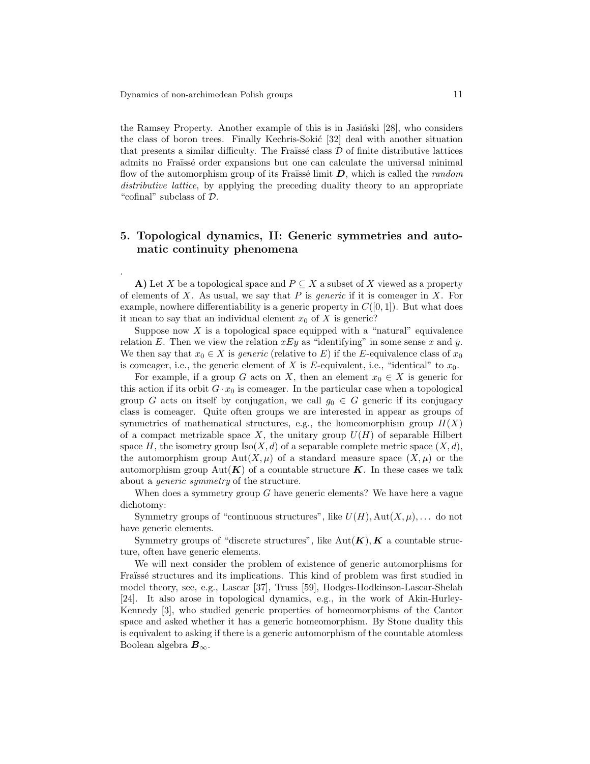the Ramsey Property. Another example of this is in Jasiński [28], who considers the class of boron trees. Finally Kechris-Sokić [32] deal with another situation that presents a similar difficulty. The Fraïssé class $\mathcal{D}$ of finite distributive lattices admits no Fraïssé order expansions but one can calculate the universal minimal flow of the automorphism group of its Fraïssé limit $\boldsymbol{D}$, which is called the *random distributive lattice*, by applying the preceding duality theory to an appropriate "cofinal" subclass of $\mathcal{D}$.

## 5. Topological dynamics, II: Generic symmetries and automatic continuity phenomena

.

**A)** Let $X$ be a topological space and $P \subseteq X$ a subset of $X$ viewed as a property of elements of $X$. As usual, we say that $P$ is *generic* if it is comeager in $X$. For example, nowhere differentiability is a generic property in $C([0,1])$. But what does it mean to say that an individual element $x_0$ of $X$ is generic?

Suppose now $X$ is a topological space equipped with a "natural" equivalence relation $E$. Then we view the relation $xEy$ as "identifying" in some sense $x$ and $y$. We then say that $x_0 \in X$ is *generic* (relative to $E$) if the $E$-equivalence class of $x_0$ is comeager, i.e., the generic element of $X$ is $E$-equivalent, i.e., "identical" to $x_0$.

For example, if a group $G$ acts on $X$, then an element $x_0 \in X$ is generic for this action if its orbit $G \cdot x_0$ is comeager. In the particular case when a topological group $G$ acts on itself by conjugation, we call $g_0 \in G$ generic if its conjugacy class is comeager. Quite often groups we are interested in appear as groups of symmetries of mathematical structures, e.g., the homeomorphism group $H(X)$ of a compact metrizable space $X$, the unitary group $U(H)$ of separable Hilbert space $H$, the isometry group $\mathrm{Iso}(X, d)$ of a separable complete metric space $(X, d)$, the automorphism group $\mathrm{Aut}(X, \mu)$ of a standard measure space $(X, \mu)$ or the automorphism group $\mathrm{Aut}(\boldsymbol{K})$ of a countable structure $\boldsymbol{K}$. In these cases we talk about a *generic symmetry* of the structure.

When does a symmetry group $G$ have generic elements? We have here a vague dichotomy:

Symmetry groups of "continuous structures", like $U(H), \mathrm{Aut}(X, \mu), \dots$ do not have generic elements.

Symmetry groups of "discrete structures", like $\mathrm{Aut}(\boldsymbol{K}), \boldsymbol{K}$ a countable structure, often have generic elements.

We will next consider the problem of existence of generic automorphisms for Fraïssé structures and its implications. This kind of problem was first studied in model theory, see, e.g., Lascar [37], Truss [59], Hodges-Hodkinson-Lascar-Shelah [24]. It also arose in topological dynamics, e.g., in the work of Akin-Hurley-Kennedy [3], who studied generic properties of homeomorphisms of the Cantor space and asked whether it has a generic homeomorphism. By Stone duality this is equivalent to asking if there is a generic automorphism of the countable atomless Boolean algebra $\boldsymbol{B}_\infty$.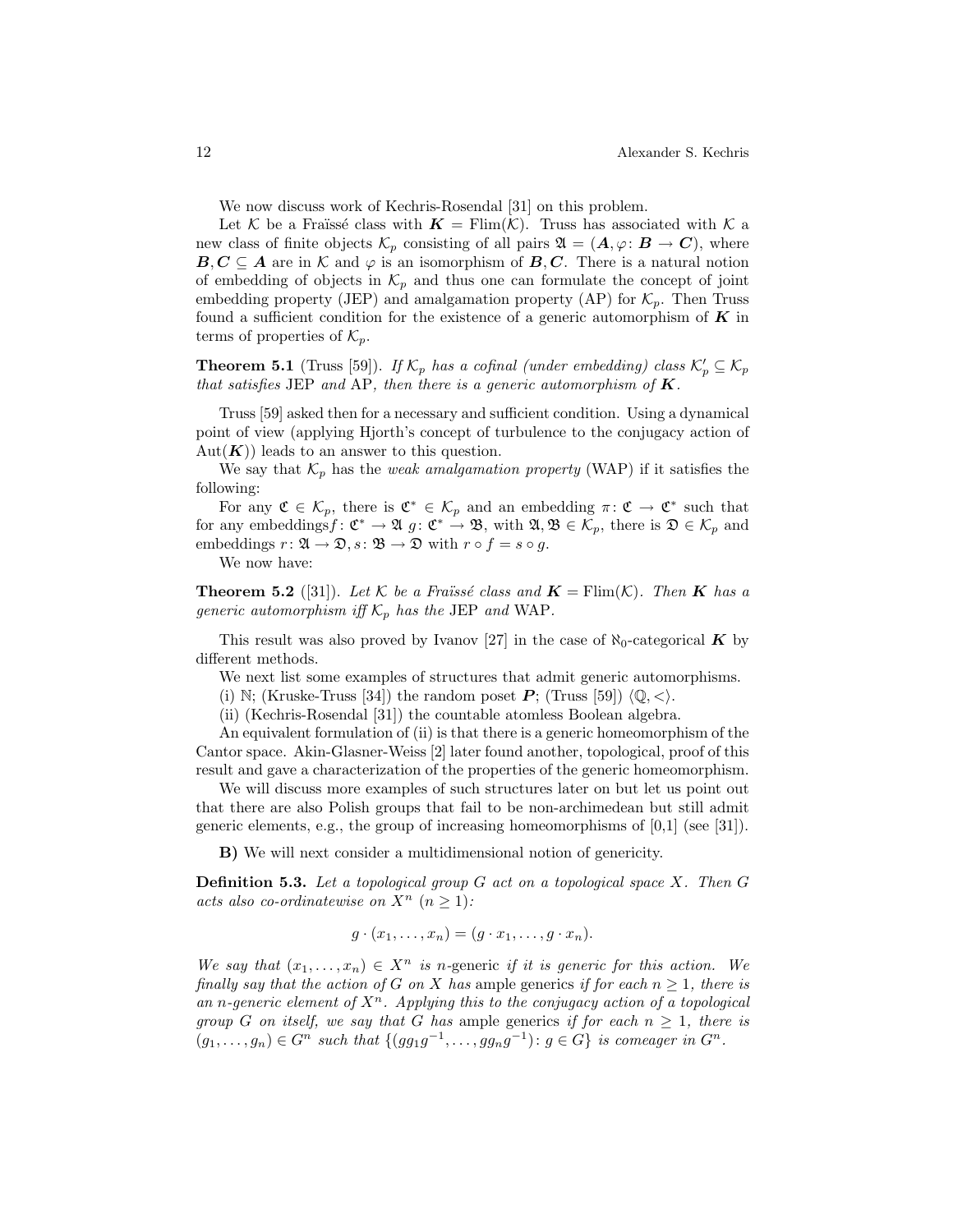We now discuss work of Kechris-Rosendal [31] on this problem.

Let $\mathcal{K}$ be a Fraïssé class with $\boldsymbol{K} = \mathrm{Flim}(\mathcal{K})$. Truss has associated with $\mathcal{K}$ a new class of finite objects $\mathcal{K}_p$ consisting of all pairs $\mathfrak{A} = (\boldsymbol{A}, \varphi\colon \boldsymbol{B} \to \boldsymbol{C})$, where $\boldsymbol{B}, \boldsymbol{C} \subseteq \boldsymbol{A}$ are in $\mathcal{K}$ and $\varphi$ is an isomorphism of $\boldsymbol{B}, \boldsymbol{C}$. There is a natural notion of embedding of objects in $\mathcal{K}_p$ and thus one can formulate the concept of joint embedding property (JEP) and amalgamation property (AP) for $\mathcal{K}_p$. Then Truss found a sufficient condition for the existence of a generic automorphism of $\boldsymbol{K}$ in terms of properties of $\mathcal{K}_p$.

**Theorem 5.1** (Truss [59]). *If $\mathcal{K}_p$ has a cofinal (under embedding) class $\mathcal{K}'_p \subseteq \mathcal{K}_p$ that satisfies* JEP *and* AP*, then there is a generic automorphism of $\boldsymbol{K}$.*

Truss [59] asked then for a necessary and sufficient condition. Using a dynamical point of view (applying Hjorth's concept of turbulence to the conjugacy action of $\mathrm{Aut}(\boldsymbol{K})$) leads to an answer to this question.

We say that $\mathcal{K}_p$ has the *weak amalgamation property* (WAP) if it satisfies the following:

For any $\mathfrak{C} \in \mathcal{K}_p$, there is $\mathfrak{C}^* \in \mathcal{K}_p$ and an embedding $\pi\colon \mathfrak{C} \to \mathfrak{C}^*$ such that for any embeddings$f\colon \mathfrak{C}^* \to \mathfrak{A}$ $g\colon \mathfrak{C}^* \to \mathfrak{B}$, with $\mathfrak{A}, \mathfrak{B} \in \mathcal{K}_p$, there is $\mathfrak{D} \in \mathcal{K}_p$ and embeddings $r\colon \mathfrak{A} \to \mathfrak{D}, s\colon \mathfrak{B} \to \mathfrak{D}$ with $r \circ f = s \circ g$.

We now have:

**Theorem 5.2** ([31]). *Let $\mathcal{K}$ be a Fraïssé class and $\boldsymbol{K} = \mathrm{Flim}(\mathcal{K})$. Then $\boldsymbol{K}$ has a generic automorphism iff $\mathcal{K}_p$ has the* JEP *and* WAP*.*

This result was also proved by Ivanov [27] in the case of $\aleph_0$-categorical $\boldsymbol{K}$ by different methods.

We next list some examples of structures that admit generic automorphisms.

(i) $\mathbb{N}$; (Kruske-Truss [34]) the random poset $\boldsymbol{P}$; (Truss [59]) $\langle \mathbb{Q}, < \rangle$.

(ii) (Kechris-Rosendal [31]) the countable atomless Boolean algebra.

An equivalent formulation of (ii) is that there is a generic homeomorphism of the Cantor space. Akin-Glasner-Weiss [2] later found another, topological, proof of this result and gave a characterization of the properties of the generic homeomorphism.

We will discuss more examples of such structures later on but let us point out that there are also Polish groups that fail to be non-archimedean but still admit generic elements, e.g., the group of increasing homeomorphisms of [0,1] (see [31]).

**B)** We will next consider a multidimensional notion of genericity.

**Definition 5.3.** *Let a topological group $G$ act on a topological space $X$. Then $G$ acts also co-ordinatewise on $X^n$ $(n \geq 1)$:*

$$g \cdot (x_1, \ldots, x_n) = (g \cdot x_1, \ldots, g \cdot x_n).$$

*We say that $(x_1, \ldots, x_n) \in X^n$ is n*-generic *if it is generic for this action. We finally say that the action of $G$ on $X$ has* ample generics *if for each $n \geq 1$, there is an $n$-generic element of $X^n$. Applying this to the conjugacy action of a topological group $G$ on itself, we say that $G$ has* ample generics *if for each $n \geq 1$, there is $(g_1, \ldots, g_n) \in G^n$ such that $\{(gg_1g^{-1}, \ldots, gg_ng^{-1})\colon g \in G\}$ is comeager in $G^n$.*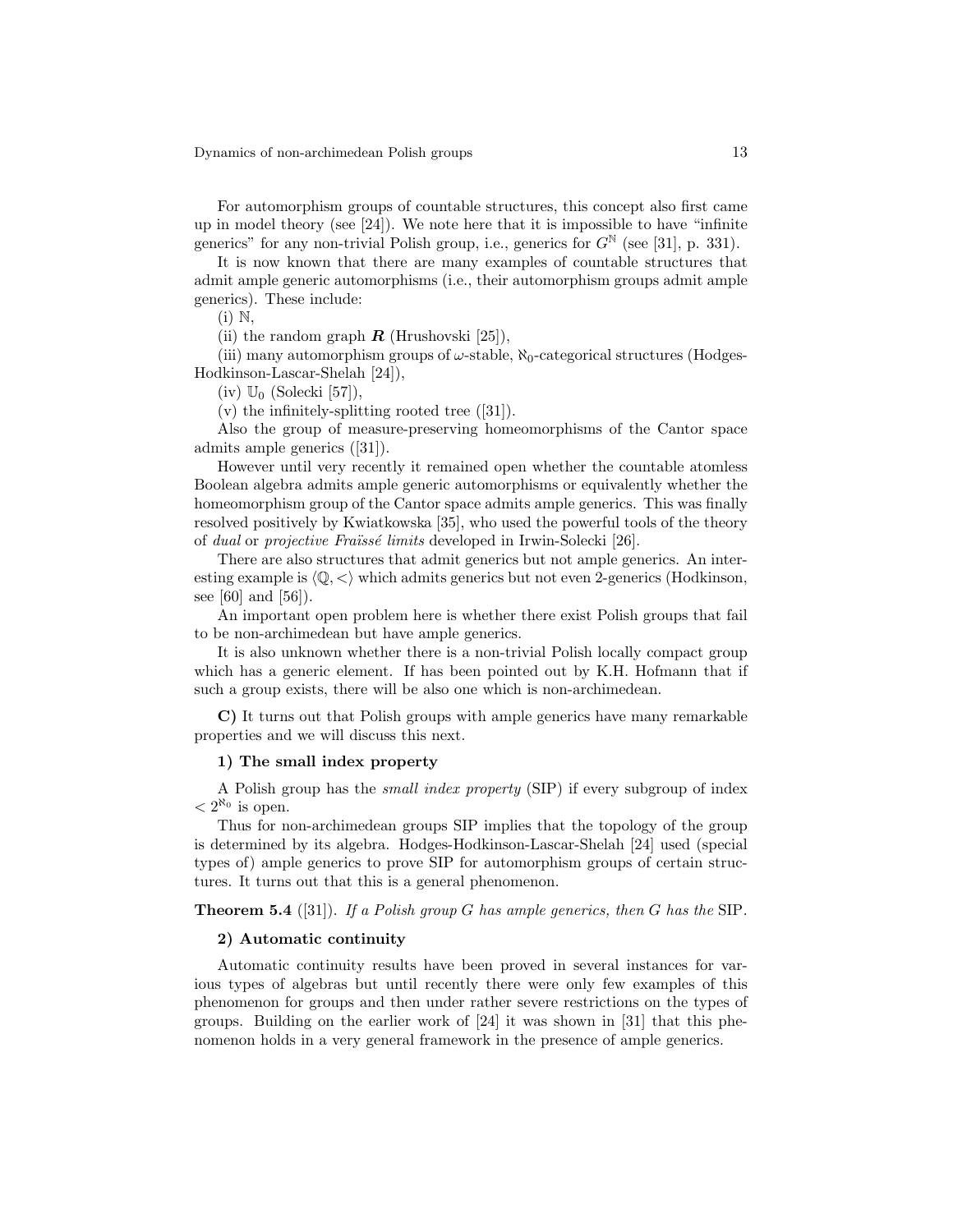For automorphism groups of countable structures, this concept also first came up in model theory (see [24]). We note here that it is impossible to have "infinite generics" for any non-trivial Polish group, i.e., generics for $G^{\mathbb{N}}$ (see [31], p. 331).

It is now known that there are many examples of countable structures that admit ample generic automorphisms (i.e., their automorphism groups admit ample generics). These include:

(i) $\mathbb{N}$,

(ii) the random graph $\boldsymbol{R}$ (Hrushovski [25]),

(iii) many automorphism groups of $\omega$-stable, $\aleph_0$-categorical structures (Hodges-Hodkinson-Lascar-Shelah [24]),

(iv) $\mathbb{U}_0$ (Solecki [57]),

(v) the infinitely-splitting rooted tree ([31]).

Also the group of measure-preserving homeomorphisms of the Cantor space admits ample generics ([31]).

However until very recently it remained open whether the countable atomless Boolean algebra admits ample generic automorphisms or equivalently whether the homeomorphism group of the Cantor space admits ample generics. This was finally resolved positively by Kwiatkowska [35], who used the powerful tools of the theory of *dual* or *projective Fraïssé limits* developed in Irwin-Solecki [26].

There are also structures that admit generics but not ample generics. An interesting example is $\langle \mathbb{Q}, < \rangle$ which admits generics but not even 2-generics (Hodkinson, see [60] and [56]).

An important open problem here is whether there exist Polish groups that fail to be non-archimedean but have ample generics.

It is also unknown whether there is a non-trivial Polish locally compact group which has a generic element. If has been pointed out by K.H. Hofmann that if such a group exists, there will be also one which is non-archimedean.

**C)** It turns out that Polish groups with ample generics have many remarkable properties and we will discuss this next.

**1) The small index property**

A Polish group has the *small index property* (SIP) if every subgroup of index $< 2^{\aleph_0}$ is open.

Thus for non-archimedean groups SIP implies that the topology of the group is determined by its algebra. Hodges-Hodkinson-Lascar-Shelah [24] used (special types of) ample generics to prove SIP for automorphism groups of certain structures. It turns out that this is a general phenomenon.

**Theorem 5.4** ([31]). *If a Polish group $G$ has ample generics, then $G$ has the* SIP.

**2) Automatic continuity**

Automatic continuity results have been proved in several instances for various types of algebras but until recently there were only few examples of this phenomenon for groups and then under rather severe restrictions on the types of groups. Building on the earlier work of [24] it was shown in [31] that this phenomenon holds in a very general framework in the presence of ample generics.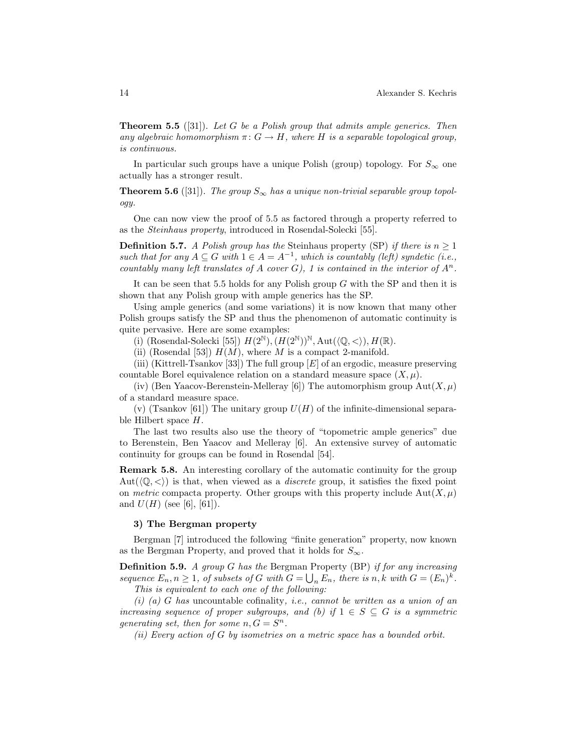**Theorem 5.5** ([31]). *Let $G$ be a Polish group that admits ample generics. Then any algebraic homomorphism $\pi\colon G \to H$, where $H$ is a separable topological group, is continuous.*

In particular such groups have a unique Polish (group) topology. For $S_\infty$ one actually has a stronger result.

**Theorem 5.6** ([31]). *The group $S_\infty$ has a unique non-trivial separable group topology.*

One can now view the proof of 5.5 as factored through a property referred to as the *Steinhaus property*, introduced in Rosendal-Solecki [55].

**Definition 5.7.** *A Polish group has the* Steinhaus property (SP) *if there is $n \geq 1$ such that for any $A \subseteq G$ with $1 \in A = A^{-1}$, which is countably (left) syndetic (i.e., countably many left translates of $A$ cover $G$), 1 is contained in the interior of $A^n$.*

It can be seen that 5.5 holds for any Polish group $G$ with the SP and then it is shown that any Polish group with ample generics has the SP.

Using ample generics (and some variations) it is now known that many other Polish groups satisfy the SP and thus the phenomenon of automatic continuity is quite pervasive. Here are some examples:

(i) (Rosendal-Solecki [55]) $H(2^{\mathbb{N}}), (H(2^{\mathbb{N}}))^{\mathbb{N}}, \mathrm{Aut}(\langle \mathbb{Q}, < \rangle), H(\mathbb{R})$.

(ii) (Rosendal [53]) $H(M)$, where $M$ is a compact 2-manifold.

(iii) (Kittrell-Tsankov [33]) The full group $[E]$ of an ergodic, measure preserving countable Borel equivalence relation on a standard measure space $(X, \mu)$.

(iv) (Ben Yaacov-Berenstein-Melleray [6]) The automorphism group $\mathrm{Aut}(X, \mu)$ of a standard measure space.

(v) (Tsankov [61]) The unitary group $U(H)$ of the infinite-dimensional separable Hilbert space $H$.

The last two results also use the theory of "topometric ample generics" due to Berenstein, Ben Yaacov and Melleray [6]. An extensive survey of automatic continuity for groups can be found in Rosendal [54].

**Remark 5.8.** An interesting corollary of the automatic continuity for the group $\mathrm{Aut}(\langle \mathbb{Q}, < \rangle)$ is that, when viewed as a *discrete* group, it satisfies the fixed point on *metric* compacta property. Other groups with this property include $\mathrm{Aut}(X, \mu)$ and $U(H)$ (see [6], [61]).

### 3) The Bergman property

Bergman [7] introduced the following "finite generation" property, now known as the Bergman Property, and proved that it holds for $S_\infty$.

**Definition 5.9.** *A group $G$ has the* Bergman Property (BP) *if for any increasing sequence $E_n, n \geq 1$, of subsets of $G$ with $G = \bigcup_n E_n$, there is $n, k$ with $G = (E_n)^k$.*

*This is equivalent to each one of the following:*

*(i) (a) $G$ has* uncountable cofinality, *i.e., cannot be written as a union of an increasing sequence of proper subgroups, and (b) if $1 \in S \subseteq G$ is a symmetric generating set, then for some $n, G = S^n$.*

*(ii) Every action of $G$ by isometries on a metric space has a bounded orbit.*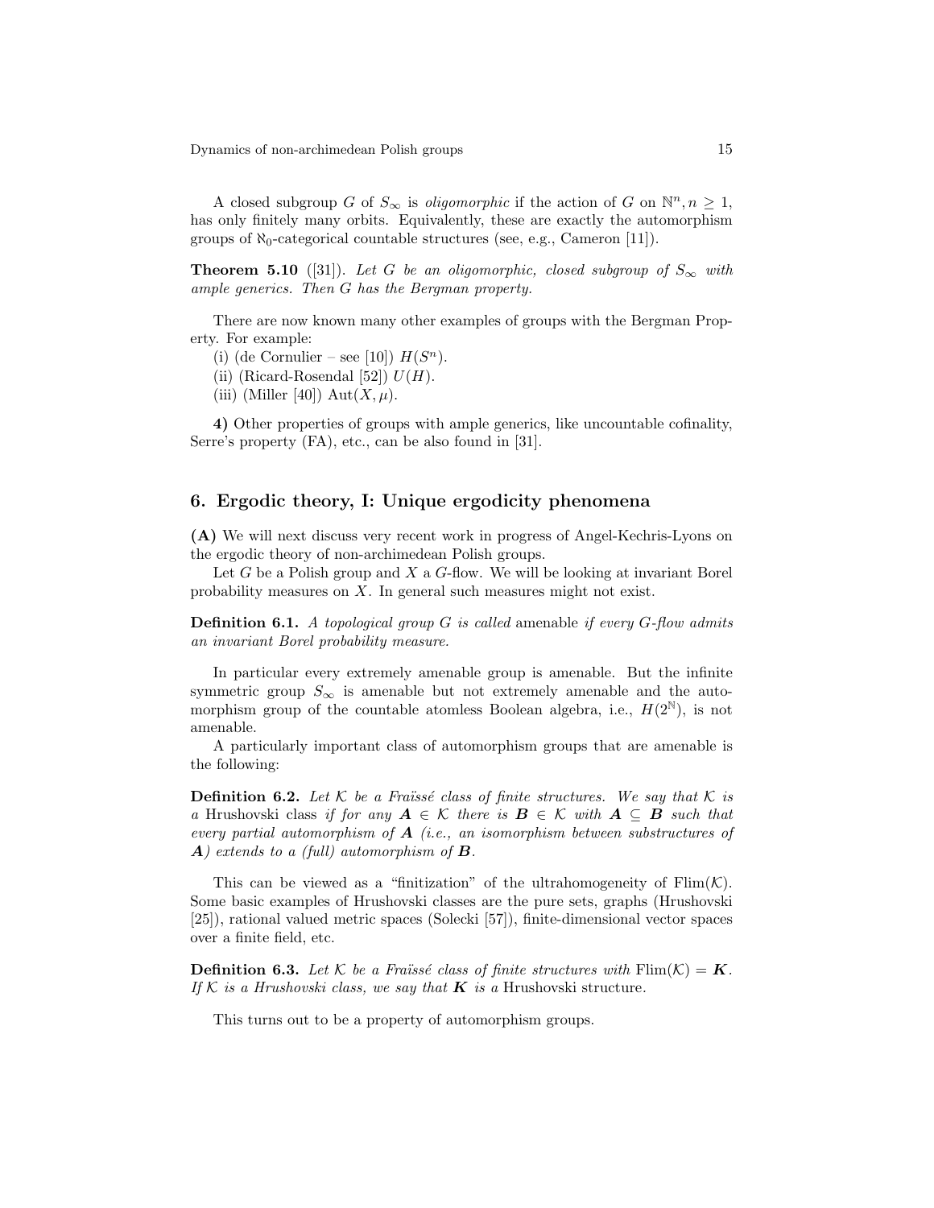A closed subgroup $G$ of $S_\infty$ is *oligomorphic* if the action of $G$ on $\mathbb{N}^n, n \geq 1$, has only finitely many orbits. Equivalently, these are exactly the automorphism groups of $\aleph_0$-categorical countable structures (see, e.g., Cameron [11]).

**Theorem 5.10** ([31]). *Let $G$ be an oligomorphic, closed subgroup of $S_\infty$ with ample generics. Then $G$ has the Bergman property.*

There are now known many other examples of groups with the Bergman Property. For example:

(i) (de Cornulier – see [10]) $H(S^n)$.

(ii) (Ricard-Rosendal [52]) $U(H)$.

(iii) (Miller [40]) $\mathrm{Aut}(X, \mu)$.

**4)** Other properties of groups with ample generics, like uncountable cofinality, Serre's property (FA), etc., can be also found in [31].

## 6. Ergodic theory, I: Unique ergodicity phenomena

**(A)** We will next discuss very recent work in progress of Angel-Kechris-Lyons on the ergodic theory of non-archimedean Polish groups.

Let $G$ be a Polish group and $X$ a $G$-flow. We will be looking at invariant Borel probability measures on $X$. In general such measures might not exist.

**Definition 6.1.** *A topological group $G$ is called* amenable *if every $G$-flow admits an invariant Borel probability measure.*

In particular every extremely amenable group is amenable. But the infinite symmetric group $S_\infty$ is amenable but not extremely amenable and the automorphism group of the countable atomless Boolean algebra, i.e., $H(2^{\mathbb{N}})$, is not amenable.

A particularly important class of automorphism groups that are amenable is the following:

**Definition 6.2.** *Let $\mathcal{K}$ be a Fraïssé class of finite structures. We say that $\mathcal{K}$ is a* Hrushovski class *if for any $\boldsymbol{A} \in \mathcal{K}$ there is $\boldsymbol{B} \in \mathcal{K}$ with $\boldsymbol{A} \subseteq \boldsymbol{B}$ such that every partial automorphism of $\boldsymbol{A}$ (i.e., an isomorphism between substructures of $\boldsymbol{A}$) extends to a (full) automorphism of $\boldsymbol{B}$.*

This can be viewed as a "finitization" of the ultrahomogeneity of $\mathrm{Flim}(\mathcal{K})$. Some basic examples of Hrushovski classes are the pure sets, graphs (Hrushovski [25]), rational valued metric spaces (Solecki [57]), finite-dimensional vector spaces over a finite field, etc.

**Definition 6.3.** *Let $\mathcal{K}$ be a Fraïssé class of finite structures with $\mathrm{Flim}(\mathcal{K}) = \boldsymbol{K}$. If $\mathcal{K}$ is a Hrushovski class, we say that $\boldsymbol{K}$ is a* Hrushovski structure*.*

This turns out to be a property of automorphism groups.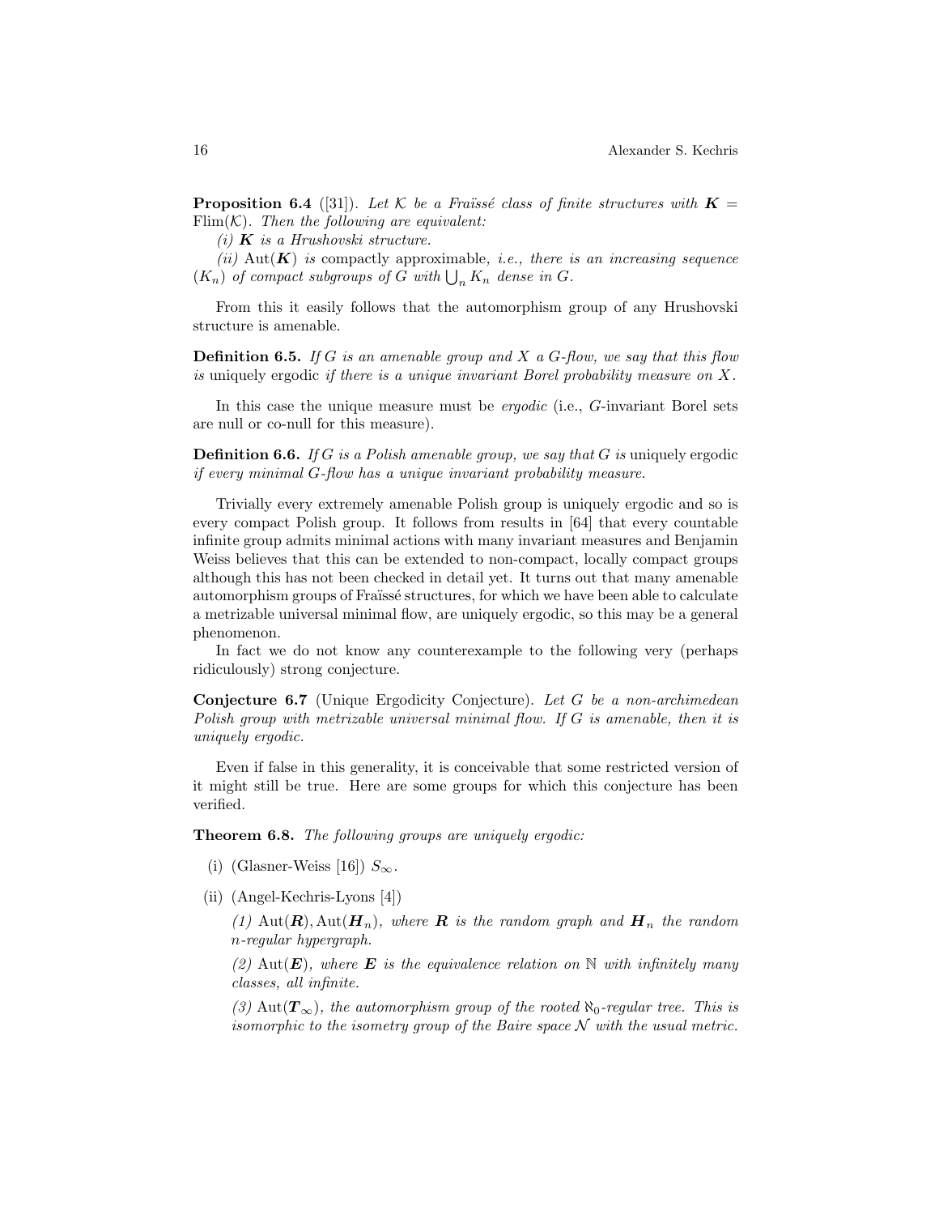**Proposition 6.4** ([31]). *Let $\mathcal{K}$ be a Fraïssé class of finite structures with $\boldsymbol{K} = \mathrm{Flim}(\mathcal{K})$. Then the following are equivalent:*

*(i) $\boldsymbol{K}$ is a Hrushovski structure.*

*(ii) $\mathrm{Aut}(\boldsymbol{K})$ is* compactly approximable*, i.e., there is an increasing sequence $(K_n)$ of compact subgroups of $G$ with $\bigcup_n K_n$ dense in $G$.*

From this it easily follows that the automorphism group of any Hrushovski structure is amenable.

**Definition 6.5.** *If $G$ is an amenable group and $X$ a $G$-flow, we say that this flow is* uniquely ergodic *if there is a unique invariant Borel probability measure on $X$.*

In this case the unique measure must be *ergodic* (i.e., $G$-invariant Borel sets are null or co-null for this measure).

**Definition 6.6.** *If $G$ is a Polish amenable group, we say that $G$ is* uniquely ergodic *if every minimal $G$-flow has a unique invariant probability measure.*

Trivially every extremely amenable Polish group is uniquely ergodic and so is every compact Polish group. It follows from results in [64] that every countable infinite group admits minimal actions with many invariant measures and Benjamin Weiss believes that this can be extended to non-compact, locally compact groups although this has not been checked in detail yet. It turns out that many amenable automorphism groups of Fraïssé structures, for which we have been able to calculate a metrizable universal minimal flow, are uniquely ergodic, so this may be a general phenomenon.

In fact we do not know any counterexample to the following very (perhaps ridiculously) strong conjecture.

**Conjecture 6.7** (Unique Ergodicity Conjecture). *Let $G$ be a non-archimedean Polish group with metrizable universal minimal flow. If $G$ is amenable, then it is uniquely ergodic.*

Even if false in this generality, it is conceivable that some restricted version of it might still be true. Here are some groups for which this conjecture has been verified.

**Theorem 6.8.** *The following groups are uniquely ergodic:*

- (i) (Glasner-Weiss [16]) $S_\infty$.
- (ii) (Angel-Kechris-Lyons [4])

  *(1) $\mathrm{Aut}(\boldsymbol{R}), \mathrm{Aut}(\boldsymbol{H}_n)$, where $\boldsymbol{R}$ is the random graph and $\boldsymbol{H}_n$ the random $n$-regular hypergraph.*

  *(2) $\mathrm{Aut}(\boldsymbol{E})$, where $\boldsymbol{E}$ is the equivalence relation on $\mathbb{N}$ with infinitely many classes, all infinite.*

  *(3) $\mathrm{Aut}(\boldsymbol{T}_\infty)$, the automorphism group of the rooted $\aleph_0$-regular tree. This is isomorphic to the isometry group of the Baire space $\mathcal{N}$ with the usual metric.*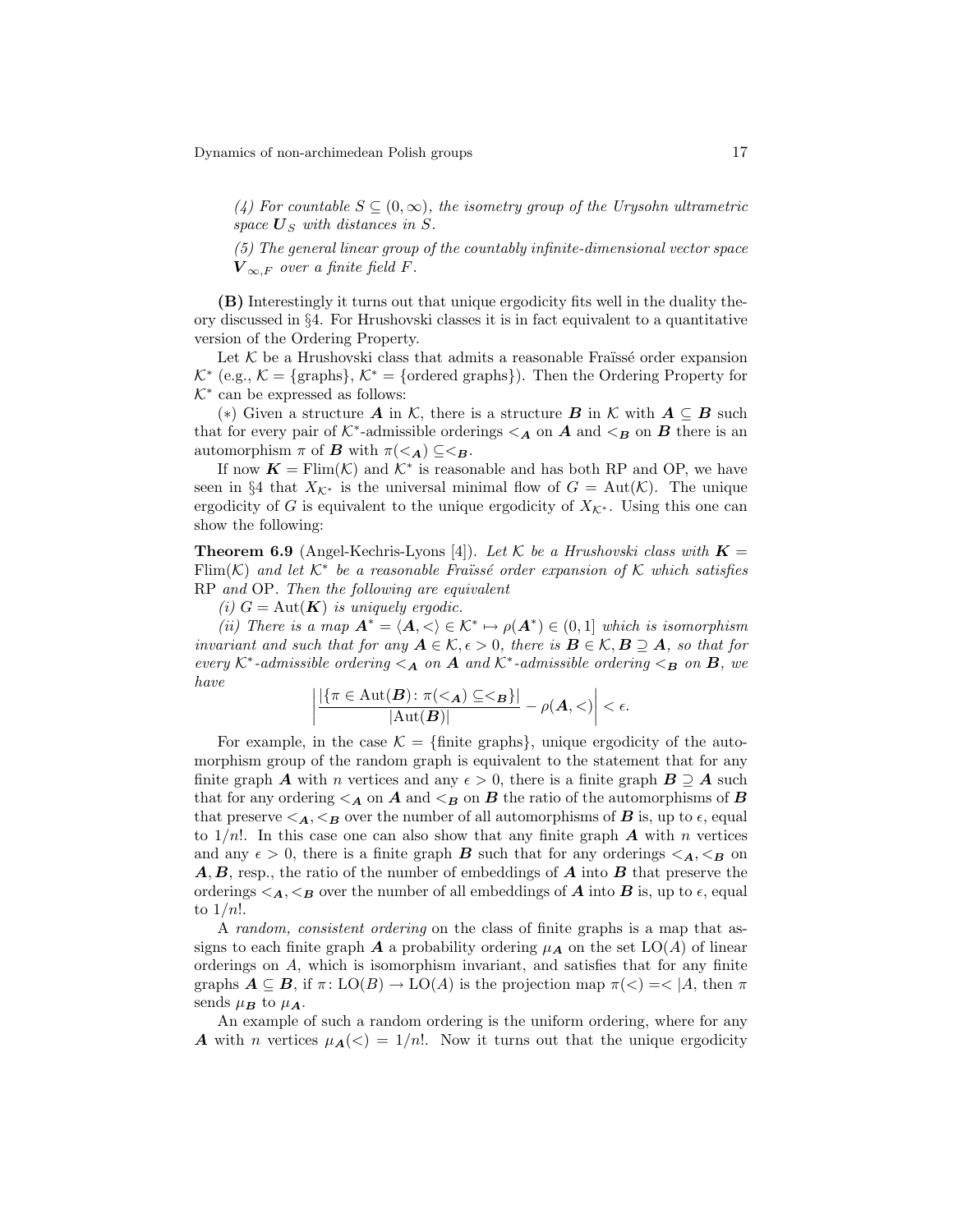*(4) For countable $S \subseteq (0, \infty)$, the isometry group of the Urysohn ultrametric space $\boldsymbol{U}_S$ with distances in $S$.*

*(5) The general linear group of the countably infinite-dimensional vector space $\boldsymbol{V}_{\infty,F}$ over a finite field $F$.*

**(B)** Interestingly it turns out that unique ergodicity fits well in the duality theory discussed in §4. For Hrushovski classes it is in fact equivalent to a quantitative version of the Ordering Property.

Let $\mathcal{K}$ be a Hrushovski class that admits a reasonable Fraïssé order expansion $\mathcal{K}^*$ (e.g., $\mathcal{K} = \{\text{graphs}\}$, $\mathcal{K}^* = \{\text{ordered graphs}\}$). Then the Ordering Property for $\mathcal{K}^*$ can be expressed as follows:

($*$) Given a structure $\boldsymbol{A}$ in $\mathcal{K}$, there is a structure $\boldsymbol{B}$ in $\mathcal{K}$ with $\boldsymbol{A} \subseteq \boldsymbol{B}$ such that for every pair of $\mathcal{K}^*$-admissible orderings $<_{\boldsymbol{A}}$ on $\boldsymbol{A}$ and $<_{\boldsymbol{B}}$ on $\boldsymbol{B}$ there is an automorphism $\pi$ of $\boldsymbol{B}$ with $\pi(<_{\boldsymbol{A}}) \subseteq <_{\boldsymbol{B}}$.

If now $\boldsymbol{K} = \text{Flim}(\mathcal{K})$ and $\mathcal{K}^*$ is reasonable and has both RP and OP, we have seen in §4 that $X_{\mathcal{K}^*}$ is the universal minimal flow of $G = \text{Aut}(\mathcal{K})$. The unique ergodicity of $G$ is equivalent to the unique ergodicity of $X_{\mathcal{K}^*}$. Using this one can show the following:

**Theorem 6.9** (Angel-Kechris-Lyons [4]). *Let $\mathcal{K}$ be a Hrushovski class with $\boldsymbol{K} = \text{Flim}(\mathcal{K})$ and let $\mathcal{K}^*$ be a reasonable Fraïssé order expansion of $\mathcal{K}$ which satisfies* RP *and* OP*. Then the following are equivalent*

*(i) $G = \text{Aut}(\boldsymbol{K})$ is uniquely ergodic.*

*(ii) There is a map $\boldsymbol{A}^* = \langle \boldsymbol{A}, < \rangle \in \mathcal{K}^* \mapsto \rho(\boldsymbol{A}^*) \in (0, 1]$ which is isomorphism invariant and such that for any $\boldsymbol{A} \in \mathcal{K}, \epsilon > 0$, there is $\boldsymbol{B} \in \mathcal{K}, \boldsymbol{B} \supseteq \boldsymbol{A}$, so that for every $\mathcal{K}^*$-admissible ordering $<_{\boldsymbol{A}}$ on $\boldsymbol{A}$ and $\mathcal{K}^*$-admissible ordering $<_{\boldsymbol{B}}$ on $\boldsymbol{B}$, we have*

$$\left| \frac{|\{\pi \in \text{Aut}(\boldsymbol{B}) \colon \pi(<_{\boldsymbol{A}}) \subseteq <_{\boldsymbol{B}}\}|}{|\text{Aut}(\boldsymbol{B})|} - \rho(\boldsymbol{A}, <) \right| < \epsilon.$$

For example, in the case $\mathcal{K} = \{\text{finite graphs}\}$, unique ergodicity of the automorphism group of the random graph is equivalent to the statement that for any finite graph $\boldsymbol{A}$ with $n$ vertices and any $\epsilon > 0$, there is a finite graph $\boldsymbol{B} \supseteq \boldsymbol{A}$ such that for any ordering $<_{\boldsymbol{A}}$ on $\boldsymbol{A}$ and $<_{\boldsymbol{B}}$ on $\boldsymbol{B}$ the ratio of the automorphisms of $\boldsymbol{B}$ that preserve $<_{\boldsymbol{A}}, <_{\boldsymbol{B}}$ over the number of all automorphisms of $\boldsymbol{B}$ is, up to $\epsilon$, equal to $1/n!$. In this case one can also show that any finite graph $\boldsymbol{A}$ with $n$ vertices and any $\epsilon > 0$, there is a finite graph $\boldsymbol{B}$ such that for any orderings $<_{\boldsymbol{A}}, <_{\boldsymbol{B}}$ on $\boldsymbol{A}, \boldsymbol{B}$, resp., the ratio of the number of embeddings of $\boldsymbol{A}$ into $\boldsymbol{B}$ that preserve the orderings $<_{\boldsymbol{A}}, <_{\boldsymbol{B}}$ over the number of all embeddings of $\boldsymbol{A}$ into $\boldsymbol{B}$ is, up to $\epsilon$, equal to $1/n!$.

A *random, consistent ordering* on the class of finite graphs is a map that assigns to each finite graph $\boldsymbol{A}$ a probability ordering $\mu_{\boldsymbol{A}}$ on the set $\text{LO}(A)$ of linear orderings on $A$, which is isomorphism invariant, and satisfies that for any finite graphs $\boldsymbol{A} \subseteq \boldsymbol{B}$, if $\pi \colon \text{LO}(B) \to \text{LO}(A)$ is the projection map $\pi(<) = <|A$, then $\pi$ sends $\mu_{\boldsymbol{B}}$ to $\mu_{\boldsymbol{A}}$.

An example of such a random ordering is the uniform ordering, where for any $\boldsymbol{A}$ with $n$ vertices $\mu_{\boldsymbol{A}}(<) = 1/n!$. Now it turns out that the unique ergodicity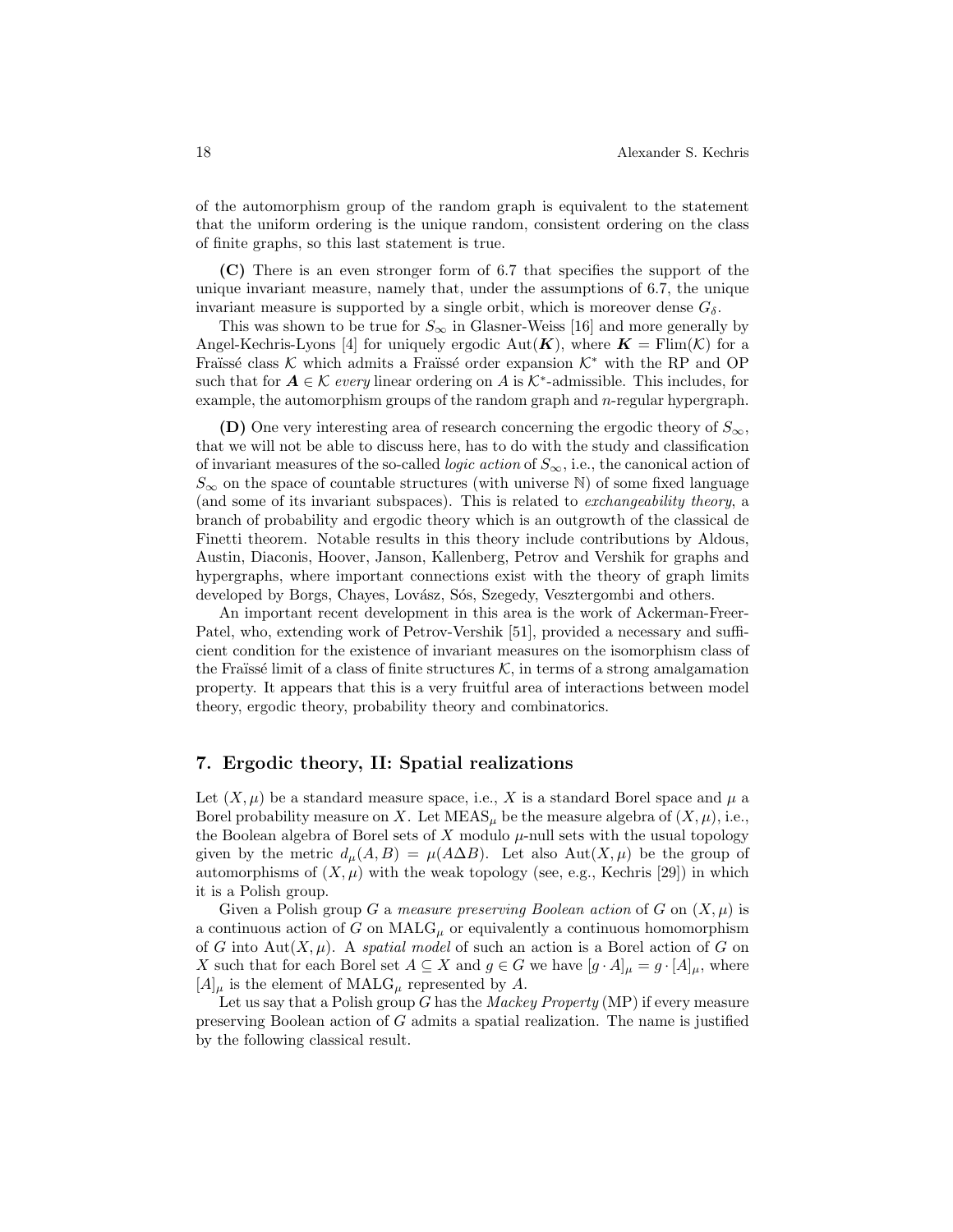of the automorphism group of the random graph is equivalent to the statement that the uniform ordering is the unique random, consistent ordering on the class of finite graphs, so this last statement is true.

**(C)** There is an even stronger form of 6.7 that specifies the support of the unique invariant measure, namely that, under the assumptions of 6.7, the unique invariant measure is supported by a single orbit, which is moreover dense $G_\delta$.

This was shown to be true for $S_\infty$ in Glasner-Weiss [16] and more generally by Angel-Kechris-Lyons [4] for uniquely ergodic $\mathrm{Aut}(\boldsymbol{K})$, where $\boldsymbol{K} = \mathrm{Flim}(\mathcal{K})$ for a Fraïssé class $\mathcal{K}$ which admits a Fraïssé order expansion $\mathcal{K}^*$ with the RP and OP such that for $\boldsymbol{A} \in \mathcal{K}$ *every* linear ordering on $A$ is $\mathcal{K}^*$-admissible. This includes, for example, the automorphism groups of the random graph and $n$-regular hypergraph.

**(D)** One very interesting area of research concerning the ergodic theory of $S_\infty$, that we will not be able to discuss here, has to do with the study and classification of invariant measures of the so-called *logic action* of $S_\infty$, i.e., the canonical action of $S_\infty$ on the space of countable structures (with universe $\mathbb{N}$) of some fixed language (and some of its invariant subspaces). This is related to *exchangeability theory*, a branch of probability and ergodic theory which is an outgrowth of the classical de Finetti theorem. Notable results in this theory include contributions by Aldous, Austin, Diaconis, Hoover, Janson, Kallenberg, Petrov and Vershik for graphs and hypergraphs, where important connections exist with the theory of graph limits developed by Borgs, Chayes, Lovász, Sós, Szegedy, Vesztergombi and others.

An important recent development in this area is the work of Ackerman-Freer-Patel, who, extending work of Petrov-Vershik [51], provided a necessary and sufficient condition for the existence of invariant measures on the isomorphism class of the Fraïssé limit of a class of finite structures $\mathcal{K}$, in terms of a strong amalgamation property. It appears that this is a very fruitful area of interactions between model theory, ergodic theory, probability theory and combinatorics.

## 7. Ergodic theory, II: Spatial realizations

Let $(X, \mu)$ be a standard measure space, i.e., $X$ is a standard Borel space and $\mu$ a Borel probability measure on $X$. Let $\mathrm{MEAS}_\mu$ be the measure algebra of $(X, \mu)$, i.e., the Boolean algebra of Borel sets of $X$ modulo $\mu$-null sets with the usual topology given by the metric $d_\mu(A, B) = \mu(A \Delta B)$. Let also $\mathrm{Aut}(X, \mu)$ be the group of automorphisms of $(X, \mu)$ with the weak topology (see, e.g., Kechris [29]) in which it is a Polish group.

Given a Polish group $G$ a *measure preserving Boolean action* of $G$ on $(X, \mu)$ is a continuous action of $G$ on $\mathrm{MALG}_\mu$ or equivalently a continuous homomorphism of $G$ into $\mathrm{Aut}(X, \mu)$. A *spatial model* of such an action is a Borel action of $G$ on $X$ such that for each Borel set $A \subseteq X$ and $g \in G$ we have $[g \cdot A]_\mu = g \cdot [A]_\mu$, where $[A]_\mu$ is the element of $\mathrm{MALG}_\mu$ represented by $A$.

Let us say that a Polish group $G$ has the *Mackey Property* (MP) if every measure preserving Boolean action of $G$ admits a spatial realization. The name is justified by the following classical result.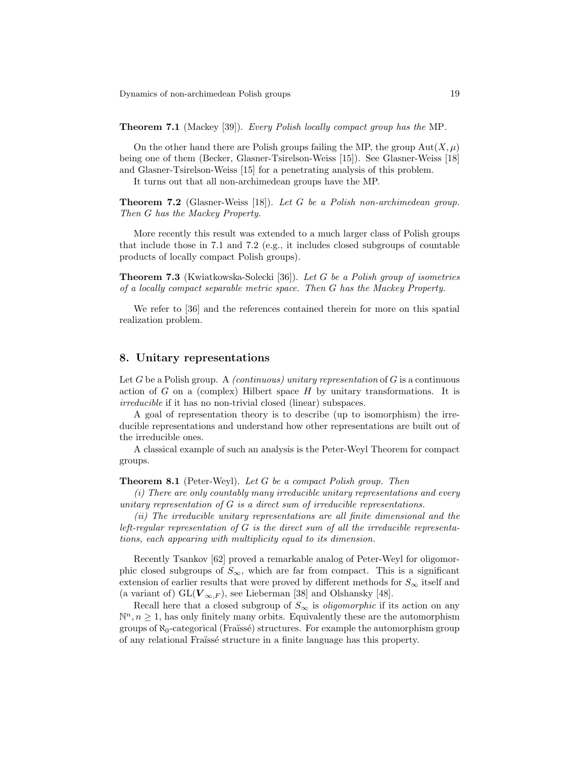**Theorem 7.1** (Mackey [39]). *Every Polish locally compact group has the* MP.

On the other hand there are Polish groups failing the MP, the group $\mathrm{Aut}(X, \mu)$ being one of them (Becker, Glasner-Tsirelson-Weiss [15]). See Glasner-Weiss [18] and Glasner-Tsirelson-Weiss [15] for a penetrating analysis of this problem.

It turns out that all non-archimedean groups have the MP.

**Theorem 7.2** (Glasner-Weiss [18]). *Let $G$ be a Polish non-archimedean group. Then $G$ has the Mackey Property.*

More recently this result was extended to a much larger class of Polish groups that include those in 7.1 and 7.2 (e.g., it includes closed subgroups of countable products of locally compact Polish groups).

**Theorem 7.3** (Kwiatkowska-Solecki [36]). *Let $G$ be a Polish group of isometries of a locally compact separable metric space. Then $G$ has the Mackey Property.*

We refer to [36] and the references contained therein for more on this spatial realization problem.

## 8. Unitary representations

Let $G$ be a Polish group. A *(continuous) unitary representation* of $G$ is a continuous action of $G$ on a (complex) Hilbert space $H$ by unitary transformations. It is *irreducible* if it has no non-trivial closed (linear) subspaces.

A goal of representation theory is to describe (up to isomorphism) the irreducible representations and understand how other representations are built out of the irreducible ones.

A classical example of such an analysis is the Peter-Weyl Theorem for compact groups.

**Theorem 8.1** (Peter-Weyl). *Let $G$ be a compact Polish group. Then*

*(i) There are only countably many irreducible unitary representations and every unitary representation of $G$ is a direct sum of irreducible representations.*

*(ii) The irreducible unitary representations are all finite dimensional and the left-regular representation of $G$ is the direct sum of all the irreducible representations, each appearing with multiplicity equal to its dimension.*

Recently Tsankov [62] proved a remarkable analog of Peter-Weyl for oligomorphic closed subgroups of $S_\infty$, which are far from compact. This is a significant extension of earlier results that were proved by different methods for $S_\infty$ itself and (a variant of) $\mathrm{GL}(\boldsymbol{V}_{\infty,F})$, see Lieberman [38] and Olshansky [48].

Recall here that a closed subgroup of $S_\infty$ is *oligomorphic* if its action on any $\mathbb{N}^n, n \geq 1$, has only finitely many orbits. Equivalently these are the automorphism groups of $\aleph_0$-categorical (Fraïssé) structures. For example the automorphism group of any relational Fraïssé structure in a finite language has this property.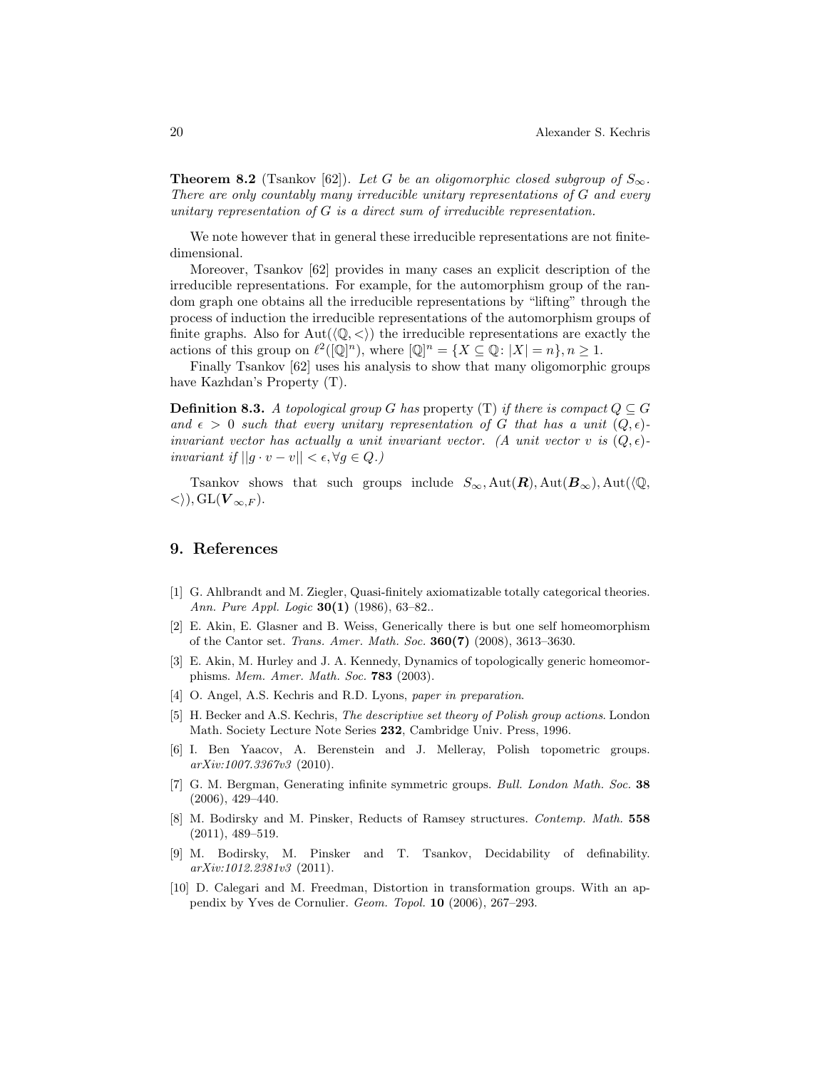**Theorem 8.2** (Tsankov [62]). *Let $G$ be an oligomorphic closed subgroup of $S_\infty$. There are only countably many irreducible unitary representations of $G$ and every unitary representation of $G$ is a direct sum of irreducible representation.*

We note however that in general these irreducible representations are not finite-dimensional.

Moreover, Tsankov [62] provides in many cases an explicit description of the irreducible representations. For example, for the automorphism group of the random graph one obtains all the irreducible representations by "lifting" through the process of induction the irreducible representations of the automorphism groups of finite graphs. Also for $\mathrm{Aut}(\langle \mathbb{Q}, < \rangle)$ the irreducible representations are exactly the actions of this group on $\ell^2([\mathbb{Q}]^n)$, where $[\mathbb{Q}]^n = \{X \subseteq \mathbb{Q} : |X| = n\}, n \geq 1$.

Finally Tsankov [62] uses his analysis to show that many oligomorphic groups have Kazhdan's Property (T).

**Definition 8.3.** *A topological group $G$ has* property (T) *if there is compact $Q \subseteq G$ and $\epsilon > 0$ such that every unitary representation of $G$ that has a unit $(Q, \epsilon)$-invariant vector has actually a unit invariant vector. (A unit vector $v$ is $(Q, \epsilon)$-invariant if $||g \cdot v - v|| < \epsilon, \forall g \in Q$.)*

Tsankov shows that such groups include $S_\infty, \mathrm{Aut}(\boldsymbol{R}), \mathrm{Aut}(\boldsymbol{B}_\infty), \mathrm{Aut}(\langle \mathbb{Q}, < \rangle), \mathrm{GL}(\boldsymbol{V}_{\infty,F})$.

## 9. References

[1] G. Ahlbrandt and M. Ziegler, Quasi-finitely axiomatizable totally categorical theories. *Ann. Pure Appl. Logic* **30(1)** (1986), 63–82..

[2] E. Akin, E. Glasner and B. Weiss, Generically there is but one self homeomorphism of the Cantor set. *Trans. Amer. Math. Soc.* **360(7)** (2008), 3613–3630.

[3] E. Akin, M. Hurley and J. A. Kennedy, Dynamics of topologically generic homeomorphisms. *Mem. Amer. Math. Soc.* **783** (2003).

[4] O. Angel, A.S. Kechris and R.D. Lyons, *paper in preparation*.

[5] H. Becker and A.S. Kechris, *The descriptive set theory of Polish group actions*. London Math. Society Lecture Note Series **232**, Cambridge Univ. Press, 1996.

[6] I. Ben Yaacov, A. Berenstein and J. Melleray, Polish topometric groups. *arXiv:1007.3367v3* (2010).

[7] G. M. Bergman, Generating infinite symmetric groups. *Bull. London Math. Soc.* **38** (2006), 429–440.

[8] M. Bodirsky and M. Pinsker, Reducts of Ramsey structures. *Contemp. Math.* **558** (2011), 489–519.

[9] M. Bodirsky, M. Pinsker and T. Tsankov, Decidability of definability. *arXiv:1012.2381v3* (2011).

[10] D. Calegari and M. Freedman, Distortion in transformation groups. With an appendix by Yves de Cornulier. *Geom. Topol.* **10** (2006), 267–293.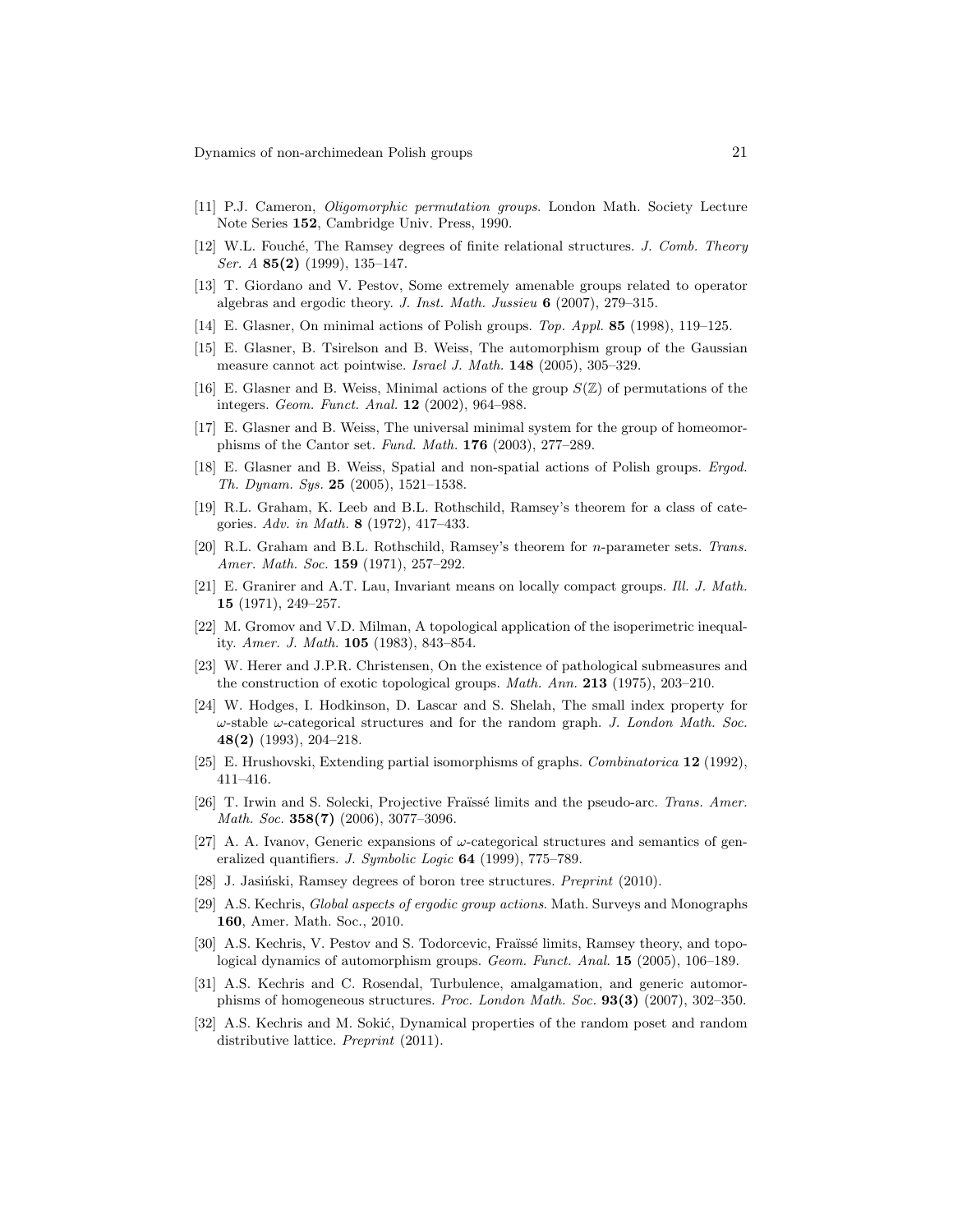[11] P.J. Cameron, *Oligomorphic permutation groups*. London Math. Society Lecture Note Series **152**, Cambridge Univ. Press, 1990.

[12] W.L. Fouché, The Ramsey degrees of finite relational structures. *J. Comb. Theory Ser. A* **85(2)** (1999), 135–147.

[13] T. Giordano and V. Pestov, Some extremely amenable groups related to operator algebras and ergodic theory. *J. Inst. Math. Jussieu* **6** (2007), 279–315.

[14] E. Glasner, On minimal actions of Polish groups. *Top. Appl.* **85** (1998), 119–125.

[15] E. Glasner, B. Tsirelson and B. Weiss, The automorphism group of the Gaussian measure cannot act pointwise. *Israel J. Math.* **148** (2005), 305–329.

[16] E. Glasner and B. Weiss, Minimal actions of the group $S(\mathbb{Z})$ of permutations of the integers. *Geom. Funct. Anal.* **12** (2002), 964–988.

[17] E. Glasner and B. Weiss, The universal minimal system for the group of homeomorphisms of the Cantor set. *Fund. Math.* **176** (2003), 277–289.

[18] E. Glasner and B. Weiss, Spatial and non-spatial actions of Polish groups. *Ergod. Th. Dynam. Sys.* **25** (2005), 1521–1538.

[19] R.L. Graham, K. Leeb and B.L. Rothschild, Ramsey's theorem for a class of categories. *Adv. in Math.* **8** (1972), 417–433.

[20] R.L. Graham and B.L. Rothschild, Ramsey's theorem for $n$-parameter sets. *Trans. Amer. Math. Soc.* **159** (1971), 257–292.

[21] E. Granirer and A.T. Lau, Invariant means on locally compact groups. *Ill. J. Math.* **15** (1971), 249–257.

[22] M. Gromov and V.D. Milman, A topological application of the isoperimetric inequality. *Amer. J. Math.* **105** (1983), 843–854.

[23] W. Herer and J.P.R. Christensen, On the existence of pathological submeasures and the construction of exotic topological groups. *Math. Ann.* **213** (1975), 203–210.

[24] W. Hodges, I. Hodkinson, D. Lascar and S. Shelah, The small index property for $\omega$-stable $\omega$-categorical structures and for the random graph. *J. London Math. Soc.* **48(2)** (1993), 204–218.

[25] E. Hrushovski, Extending partial isomorphisms of graphs. *Combinatorica* **12** (1992), 411–416.

[26] T. Irwin and S. Solecki, Projective Fraïssé limits and the pseudo-arc. *Trans. Amer. Math. Soc.* **358(7)** (2006), 3077–3096.

[27] A. A. Ivanov, Generic expansions of $\omega$-categorical structures and semantics of generalized quantifiers. *J. Symbolic Logic* **64** (1999), 775–789.

[28] J. Jasiński, Ramsey degrees of boron tree structures. *Preprint* (2010).

[29] A.S. Kechris, *Global aspects of ergodic group actions*. Math. Surveys and Monographs **160**, Amer. Math. Soc., 2010.

[30] A.S. Kechris, V. Pestov and S. Todorcevic, Fraïssé limits, Ramsey theory, and topological dynamics of automorphism groups. *Geom. Funct. Anal.* **15** (2005), 106–189.

[31] A.S. Kechris and C. Rosendal, Turbulence, amalgamation, and generic automorphisms of homogeneous structures. *Proc. London Math. Soc.* **93(3)** (2007), 302–350.

[32] A.S. Kechris and M. Sokić, Dynamical properties of the random poset and random distributive lattice. *Preprint* (2011).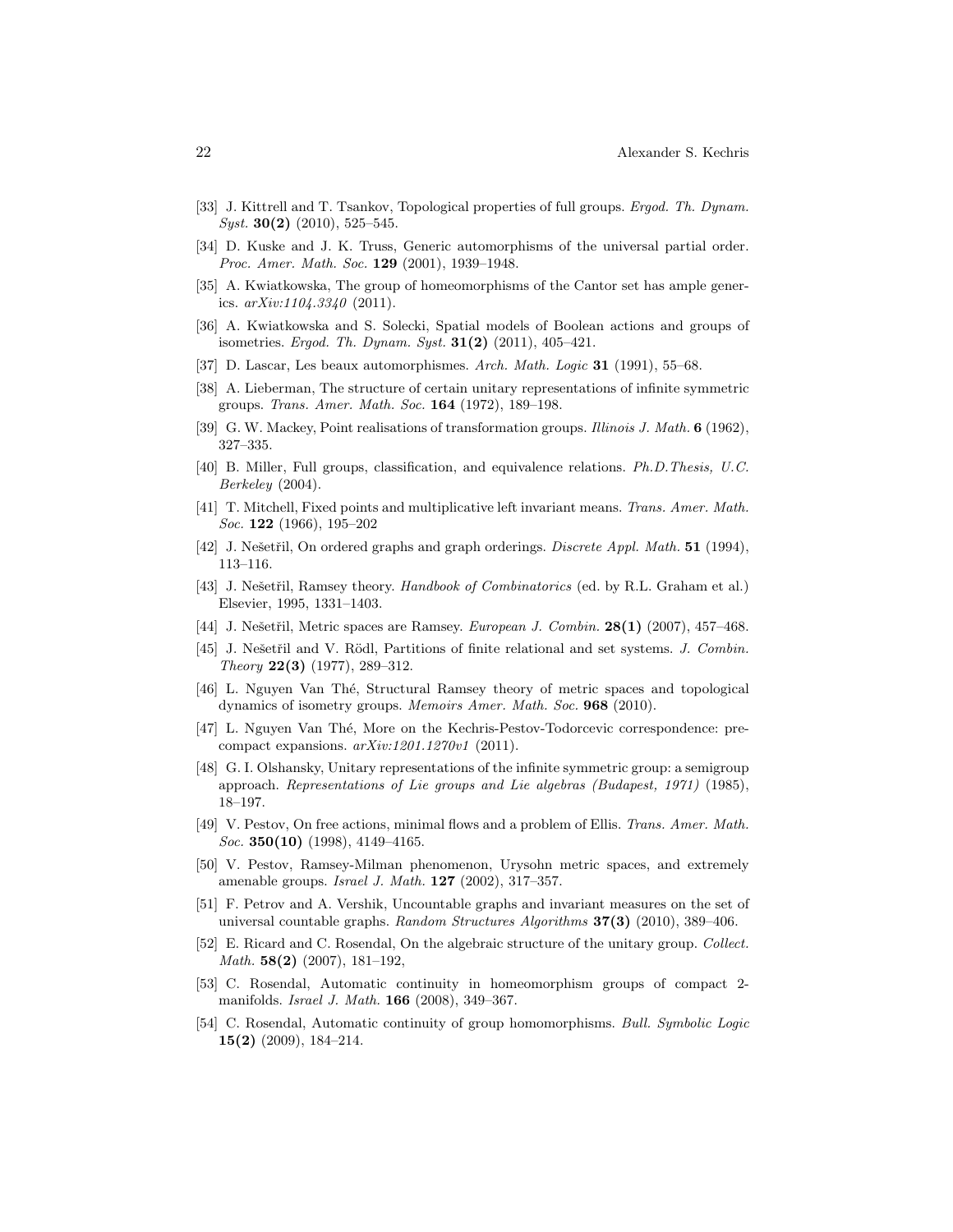[33] J. Kittrell and T. Tsankov, Topological properties of full groups. *Ergod. Th. Dynam. Syst.* **30(2)** (2010), 525–545.

[34] D. Kuske and J. K. Truss, Generic automorphisms of the universal partial order. *Proc. Amer. Math. Soc.* **129** (2001), 1939–1948.

[35] A. Kwiatkowska, The group of homeomorphisms of the Cantor set has ample generics. *arXiv:1104.3340* (2011).

[36] A. Kwiatkowska and S. Solecki, Spatial models of Boolean actions and groups of isometries. *Ergod. Th. Dynam. Syst.* **31(2)** (2011), 405–421.

[37] D. Lascar, Les beaux automorphismes. *Arch. Math. Logic* **31** (1991), 55–68.

[38] A. Lieberman, The structure of certain unitary representations of infinite symmetric groups. *Trans. Amer. Math. Soc.* **164** (1972), 189–198.

[39] G. W. Mackey, Point realisations of transformation groups. *Illinois J. Math.* **6** (1962), 327–335.

[40] B. Miller, Full groups, classification, and equivalence relations. *Ph.D.Thesis, U.C. Berkeley* (2004).

[41] T. Mitchell, Fixed points and multiplicative left invariant means. *Trans. Amer. Math. Soc.* **122** (1966), 195–202

[42] J. Nešetřil, On ordered graphs and graph orderings. *Discrete Appl. Math.* **51** (1994), 113–116.

[43] J. Nešetřil, Ramsey theory. *Handbook of Combinatorics* (ed. by R.L. Graham et al.) Elsevier, 1995, 1331–1403.

[44] J. Nešetřil, Metric spaces are Ramsey. *European J. Combin.* **28(1)** (2007), 457–468.

[45] J. Nešetřil and V. Rödl, Partitions of finite relational and set systems. *J. Combin. Theory* **22(3)** (1977), 289–312.

[46] L. Nguyen Van Thé, Structural Ramsey theory of metric spaces and topological dynamics of isometry groups. *Memoirs Amer. Math. Soc.* **968** (2010).

[47] L. Nguyen Van Thé, More on the Kechris-Pestov-Todorcevic correspondence: precompact expansions. *arXiv:1201.1270v1* (2011).

[48] G. I. Olshansky, Unitary representations of the infinite symmetric group: a semigroup approach. *Representations of Lie groups and Lie algebras (Budapest, 1971)* (1985), 18–197.

[49] V. Pestov, On free actions, minimal flows and a problem of Ellis. *Trans. Amer. Math. Soc.* **350(10)** (1998), 4149–4165.

[50] V. Pestov, Ramsey-Milman phenomenon, Urysohn metric spaces, and extremely amenable groups. *Israel J. Math.* **127** (2002), 317–357.

[51] F. Petrov and A. Vershik, Uncountable graphs and invariant measures on the set of universal countable graphs. *Random Structures Algorithms* **37(3)** (2010), 389–406.

[52] E. Ricard and C. Rosendal, On the algebraic structure of the unitary group. *Collect. Math.* **58(2)** (2007), 181–192,

[53] C. Rosendal, Automatic continuity in homeomorphism groups of compact 2-manifolds. *Israel J. Math.* **166** (2008), 349–367.

[54] C. Rosendal, Automatic continuity of group homomorphisms. *Bull. Symbolic Logic* **15(2)** (2009), 184–214.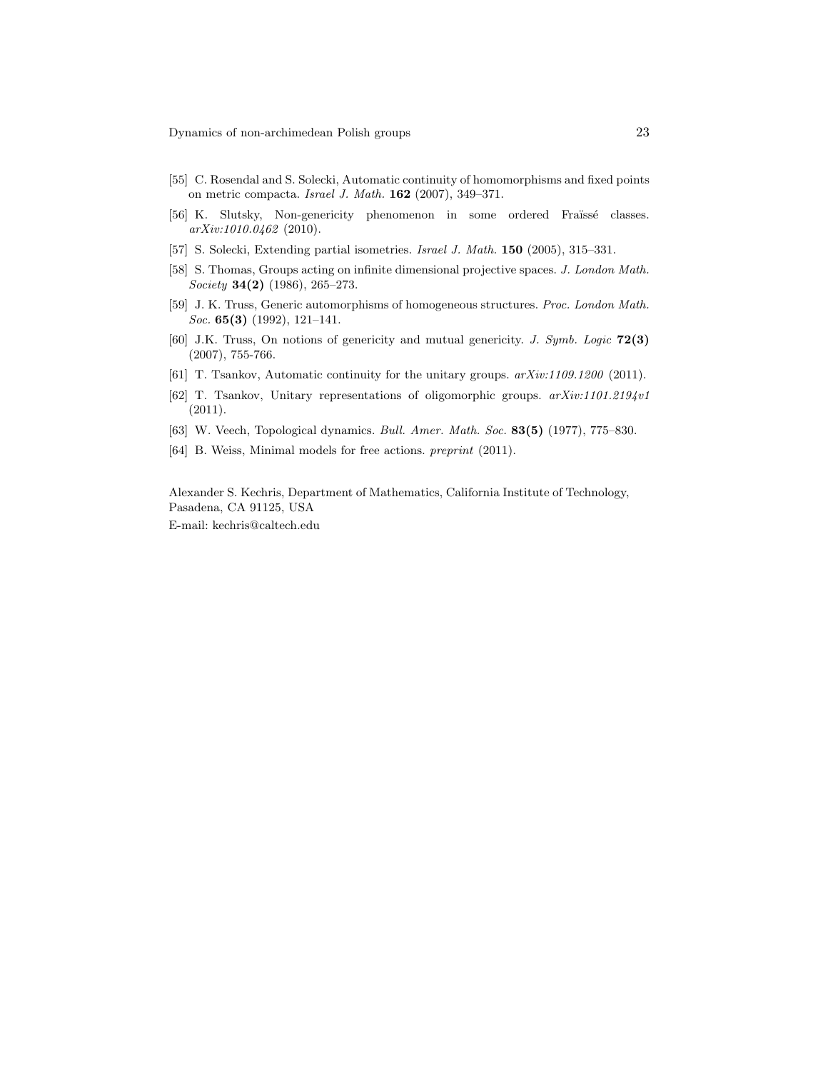[55] C. Rosendal and S. Solecki, Automatic continuity of homomorphisms and fixed points on metric compacta. *Israel J. Math.* **162** (2007), 349–371.

[56] K. Slutsky, Non-genericity phenomenon in some ordered Fraïssé classes. *arXiv:1010.0462* (2010).

[57] S. Solecki, Extending partial isometries. *Israel J. Math.* **150** (2005), 315–331.

[58] S. Thomas, Groups acting on infinite dimensional projective spaces. *J. London Math. Society* **34(2)** (1986), 265–273.

[59] J. K. Truss, Generic automorphisms of homogeneous structures. *Proc. London Math. Soc.* **65(3)** (1992), 121–141.

[60] J.K. Truss, On notions of genericity and mutual genericity. *J. Symb. Logic* **72(3)** (2007), 755-766.

[61] T. Tsankov, Automatic continuity for the unitary groups. *arXiv:1109.1200* (2011).

[62] T. Tsankov, Unitary representations of oligomorphic groups. *arXiv:1101.2194v1* (2011).

[63] W. Veech, Topological dynamics. *Bull. Amer. Math. Soc.* **83(5)** (1977), 775–830.

[64] B. Weiss, Minimal models for free actions. *preprint* (2011).

Alexander S. Kechris, Department of Mathematics, California Institute of Technology, Pasadena, CA 91125, USA

E-mail: kechris@caltech.edu